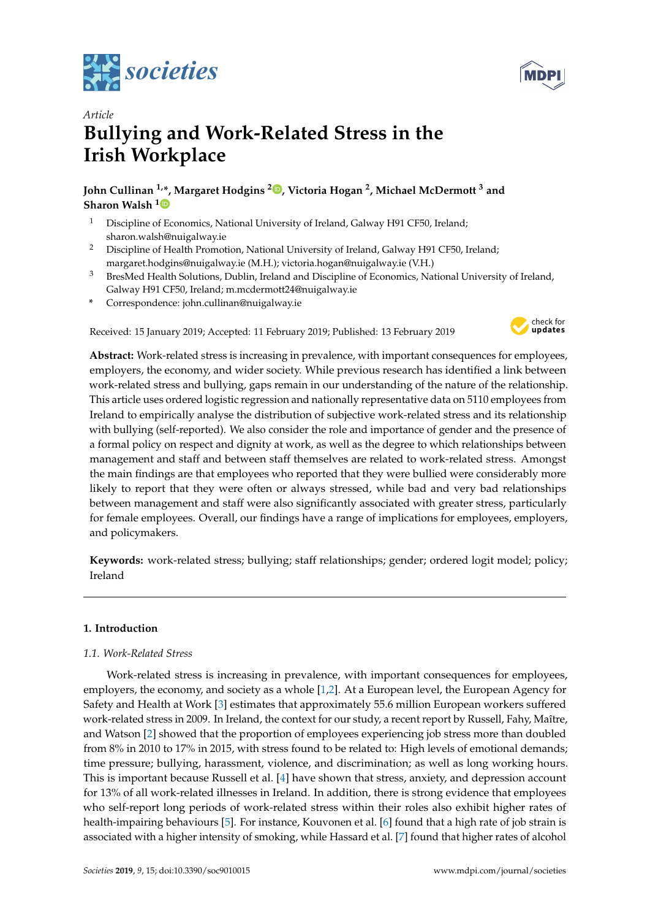*Article*

# Bullying and Work-Related Stress in the Irish Workplace

**John Cullinan [1,*], Margaret Hodgins [2], Victoria Hogan [2], Michael McDermott [3] and Sharon Walsh [1]**

[1] Discipline of Economics, National University of Ireland, Galway H91 CF50, Ireland; sharon.walsh@nuigalway.ie

[2] Discipline of Health Promotion, National University of Ireland, Galway H91 CF50, Ireland; margaret.hodgins@nuigalway.ie (M.H.); victoria.hogan@nuigalway.ie (V.H.)

[3] BresMed Health Solutions, Dublin, Ireland and Discipline of Economics, National University of Ireland, Galway H91 CF50, Ireland; m.mcdermott24@nuigalway.ie

\* Correspondence: john.cullinan@nuigalway.ie

Received: 15 January 2019; Accepted: 11 February 2019; Published: 13 February 2019

**Abstract:** Work-related stress is increasing in prevalence, with important consequences for employees, employers, the economy, and wider society. While previous research has identified a link between work-related stress and bullying, gaps remain in our understanding of the nature of the relationship. This article uses ordered logistic regression and nationally representative data on 5110 employees from Ireland to empirically analyse the distribution of subjective work-related stress and its relationship with bullying (self-reported). We also consider the role and importance of gender and the presence of a formal policy on respect and dignity at work, as well as the degree to which relationships between management and staff and between staff themselves are related to work-related stress. Amongst the main findings are that employees who reported that they were bullied were considerably more likely to report that they were often or always stressed, while bad and very bad relationships between management and staff were also significantly associated with greater stress, particularly for female employees. Overall, our findings have a range of implications for employees, employers, and policymakers.

**Keywords:** work-related stress; bullying; staff relationships; gender; ordered logit model; policy; Ireland

## 1. Introduction

### 1.1. Work-Related Stress

Work-related stress is increasing in prevalence, with important consequences for employees, employers, the economy, and society as a whole [1,2]. At a European level, the European Agency for Safety and Health at Work [3] estimates that approximately 55.6 million European workers suffered work-related stress in 2009. In Ireland, the context for our study, a recent report by Russell, Fahy, Maître, and Watson [2] showed that the proportion of employees experiencing job stress more than doubled from 8% in 2010 to 17% in 2015, with stress found to be related to: High levels of emotional demands; time pressure; bullying, harassment, violence, and discrimination; as well as long working hours. This is important because Russell et al. [4] have shown that stress, anxiety, and depression account for 13% of all work-related illnesses in Ireland. In addition, there is strong evidence that employees who self-report long periods of work-related stress within their roles also exhibit higher rates of health-impairing behaviours [5]. For instance, Kouvonen et al. [6] found that a high rate of job strain is associated with a higher intensity of smoking, while Hassard et al. [7] found that higher rates of alcohol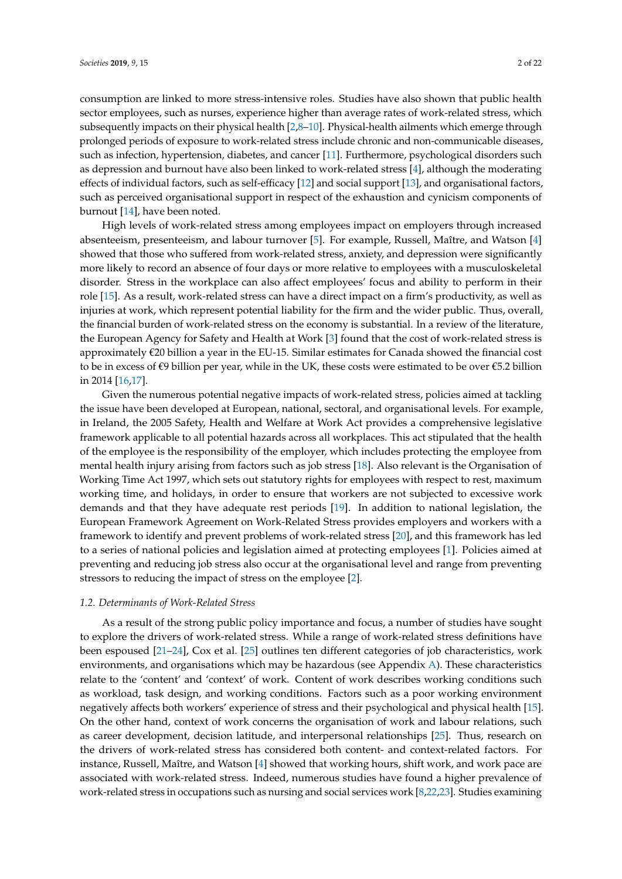consumption are linked to more stress-intensive roles. Studies have also shown that public health sector employees, such as nurses, experience higher than average rates of work-related stress, which subsequently impacts on their physical health [2,8–10]. Physical-health ailments which emerge through prolonged periods of exposure to work-related stress include chronic and non-communicable diseases, such as infection, hypertension, diabetes, and cancer [11]. Furthermore, psychological disorders such as depression and burnout have also been linked to work-related stress [4], although the moderating effects of individual factors, such as self-efficacy [12] and social support [13], and organisational factors, such as perceived organisational support in respect of the exhaustion and cynicism components of burnout [14], have been noted.

High levels of work-related stress among employees impact on employers through increased absenteeism, presenteeism, and labour turnover [5]. For example, Russell, Maître, and Watson [4] showed that those who suffered from work-related stress, anxiety, and depression were significantly more likely to record an absence of four days or more relative to employees with a musculoskeletal disorder. Stress in the workplace can also affect employees' focus and ability to perform in their role [15]. As a result, work-related stress can have a direct impact on a firm's productivity, as well as injuries at work, which represent potential liability for the firm and the wider public. Thus, overall, the financial burden of work-related stress on the economy is substantial. In a review of the literature, the European Agency for Safety and Health at Work [3] found that the cost of work-related stress is approximately €20 billion a year in the EU-15. Similar estimates for Canada showed the financial cost to be in excess of €9 billion per year, while in the UK, these costs were estimated to be over €5.2 billion in 2014 [16,17].

Given the numerous potential negative impacts of work-related stress, policies aimed at tackling the issue have been developed at European, national, sectoral, and organisational levels. For example, in Ireland, the 2005 Safety, Health and Welfare at Work Act provides a comprehensive legislative framework applicable to all potential hazards across all workplaces. This act stipulated that the health of the employee is the responsibility of the employer, which includes protecting the employee from mental health injury arising from factors such as job stress [18]. Also relevant is the Organisation of Working Time Act 1997, which sets out statutory rights for employees with respect to rest, maximum working time, and holidays, in order to ensure that workers are not subjected to excessive work demands and that they have adequate rest periods [19]. In addition to national legislation, the European Framework Agreement on Work-Related Stress provides employers and workers with a framework to identify and prevent problems of work-related stress [20], and this framework has led to a series of national policies and legislation aimed at protecting employees [1]. Policies aimed at preventing and reducing job stress also occur at the organisational level and range from preventing stressors to reducing the impact of stress on the employee [2].

### 1.2. Determinants of Work-Related Stress

As a result of the strong public policy importance and focus, a number of studies have sought to explore the drivers of work-related stress. While a range of work-related stress definitions have been espoused [21–24], Cox et al. [25] outlines ten different categories of job characteristics, work environments, and organisations which may be hazardous (see Appendix A). These characteristics relate to the 'content' and 'context' of work. Content of work describes working conditions such as workload, task design, and working conditions. Factors such as a poor working environment negatively affects both workers' experience of stress and their psychological and physical health [15]. On the other hand, context of work concerns the organisation of work and labour relations, such as career development, decision latitude, and interpersonal relationships [25]. Thus, research on the drivers of work-related stress has considered both content- and context-related factors. For instance, Russell, Maître, and Watson [4] showed that working hours, shift work, and work pace are associated with work-related stress. Indeed, numerous studies have found a higher prevalence of work-related stress in occupations such as nursing and social services work [8,22,23]. Studies examining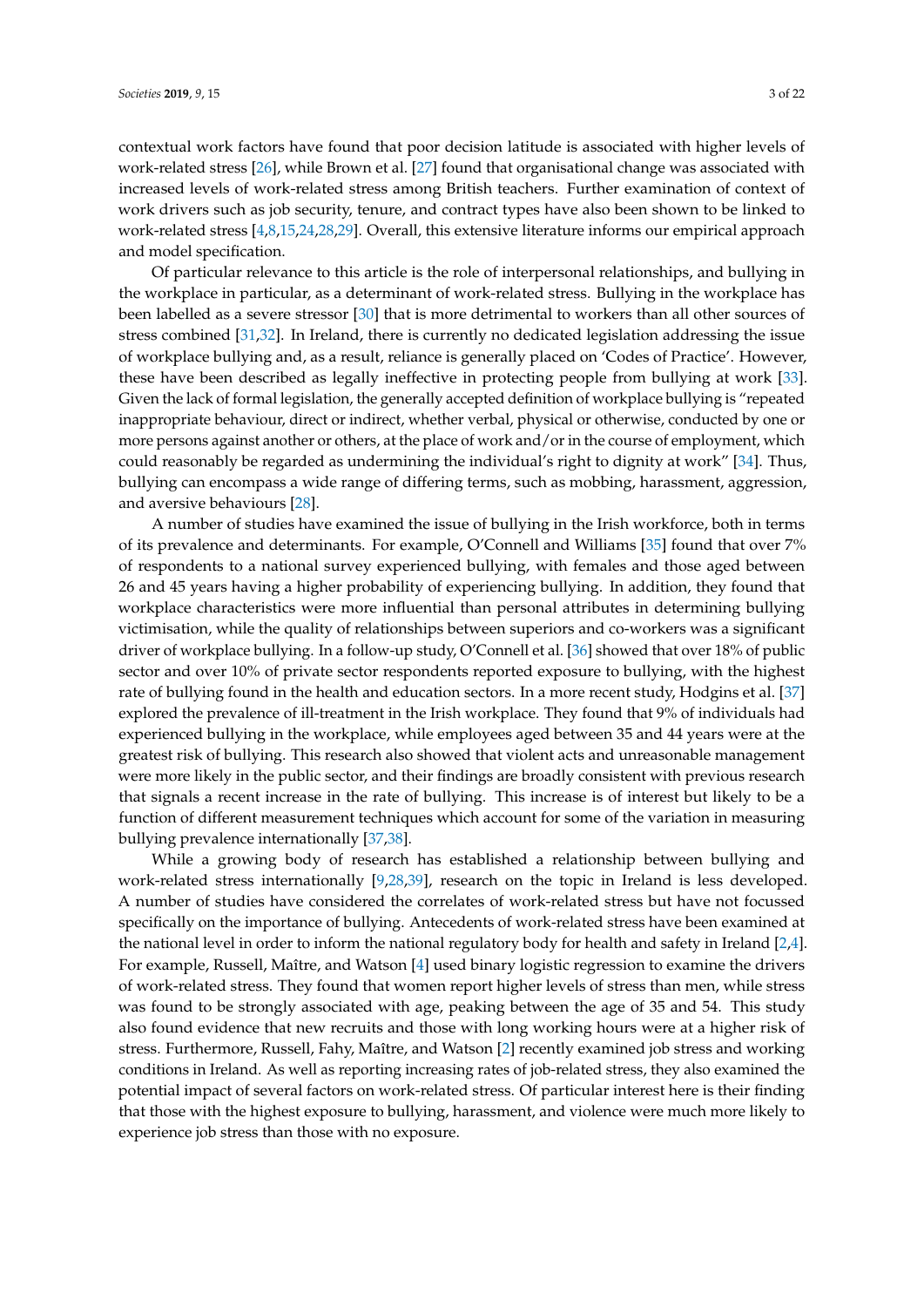contextual work factors have found that poor decision latitude is associated with higher levels of work-related stress [26], while Brown et al. [27] found that organisational change was associated with increased levels of work-related stress among British teachers. Further examination of context of work drivers such as job security, tenure, and contract types have also been shown to be linked to work-related stress [4,8,15,24,28,29]. Overall, this extensive literature informs our empirical approach and model specification.

Of particular relevance to this article is the role of interpersonal relationships, and bullying in the workplace in particular, as a determinant of work-related stress. Bullying in the workplace has been labelled as a severe stressor [30] that is more detrimental to workers than all other sources of stress combined [31,32]. In Ireland, there is currently no dedicated legislation addressing the issue of workplace bullying and, as a result, reliance is generally placed on 'Codes of Practice'. However, these have been described as legally ineffective in protecting people from bullying at work [33]. Given the lack of formal legislation, the generally accepted definition of workplace bullying is "repeated inappropriate behaviour, direct or indirect, whether verbal, physical or otherwise, conducted by one or more persons against another or others, at the place of work and/or in the course of employment, which could reasonably be regarded as undermining the individual's right to dignity at work" [34]. Thus, bullying can encompass a wide range of differing terms, such as mobbing, harassment, aggression, and aversive behaviours [28].

A number of studies have examined the issue of bullying in the Irish workforce, both in terms of its prevalence and determinants. For example, O'Connell and Williams [35] found that over 7% of respondents to a national survey experienced bullying, with females and those aged between 26 and 45 years having a higher probability of experiencing bullying. In addition, they found that workplace characteristics were more influential than personal attributes in determining bullying victimisation, while the quality of relationships between superiors and co-workers was a significant driver of workplace bullying. In a follow-up study, O'Connell et al. [36] showed that over 18% of public sector and over 10% of private sector respondents reported exposure to bullying, with the highest rate of bullying found in the health and education sectors. In a more recent study, Hodgins et al. [37] explored the prevalence of ill-treatment in the Irish workplace. They found that 9% of individuals had experienced bullying in the workplace, while employees aged between 35 and 44 years were at the greatest risk of bullying. This research also showed that violent acts and unreasonable management were more likely in the public sector, and their findings are broadly consistent with previous research that signals a recent increase in the rate of bullying. This increase is of interest but likely to be a function of different measurement techniques which account for some of the variation in measuring bullying prevalence internationally [37,38].

While a growing body of research has established a relationship between bullying and work-related stress internationally [9,28,39], research on the topic in Ireland is less developed. A number of studies have considered the correlates of work-related stress but have not focussed specifically on the importance of bullying. Antecedents of work-related stress have been examined at the national level in order to inform the national regulatory body for health and safety in Ireland [2,4]. For example, Russell, Maître, and Watson [4] used binary logistic regression to examine the drivers of work-related stress. They found that women report higher levels of stress than men, while stress was found to be strongly associated with age, peaking between the age of 35 and 54. This study also found evidence that new recruits and those with long working hours were at a higher risk of stress. Furthermore, Russell, Fahy, Maître, and Watson [2] recently examined job stress and working conditions in Ireland. As well as reporting increasing rates of job-related stress, they also examined the potential impact of several factors on work-related stress. Of particular interest here is their finding that those with the highest exposure to bullying, harassment, and violence were much more likely to experience job stress than those with no exposure.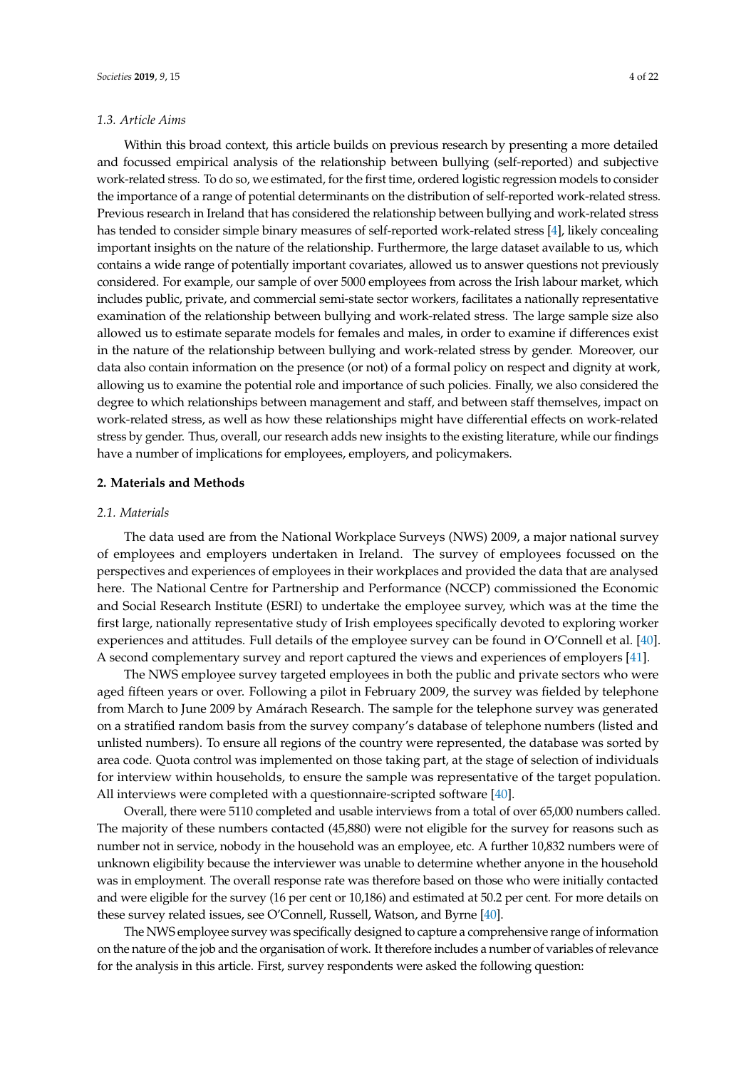### 1.3. Article Aims

Within this broad context, this article builds on previous research by presenting a more detailed and focussed empirical analysis of the relationship between bullying (self-reported) and subjective work-related stress. To do so, we estimated, for the first time, ordered logistic regression models to consider the importance of a range of potential determinants on the distribution of self-reported work-related stress. Previous research in Ireland that has considered the relationship between bullying and work-related stress has tended to consider simple binary measures of self-reported work-related stress [4], likely concealing important insights on the nature of the relationship. Furthermore, the large dataset available to us, which contains a wide range of potentially important covariates, allowed us to answer questions not previously considered. For example, our sample of over 5000 employees from across the Irish labour market, which includes public, private, and commercial semi-state sector workers, facilitates a nationally representative examination of the relationship between bullying and work-related stress. The large sample size also allowed us to estimate separate models for females and males, in order to examine if differences exist in the nature of the relationship between bullying and work-related stress by gender. Moreover, our data also contain information on the presence (or not) of a formal policy on respect and dignity at work, allowing us to examine the potential role and importance of such policies. Finally, we also considered the degree to which relationships between management and staff, and between staff themselves, impact on work-related stress, as well as how these relationships might have differential effects on work-related stress by gender. Thus, overall, our research adds new insights to the existing literature, while our findings have a number of implications for employees, employers, and policymakers.

## 2. Materials and Methods

### 2.1. Materials

The data used are from the National Workplace Surveys (NWS) 2009, a major national survey of employees and employers undertaken in Ireland. The survey of employees focussed on the perspectives and experiences of employees in their workplaces and provided the data that are analysed here. The National Centre for Partnership and Performance (NCCP) commissioned the Economic and Social Research Institute (ESRI) to undertake the employee survey, which was at the time the first large, nationally representative study of Irish employees specifically devoted to exploring worker experiences and attitudes. Full details of the employee survey can be found in O'Connell et al. [40]. A second complementary survey and report captured the views and experiences of employers [41].

The NWS employee survey targeted employees in both the public and private sectors who were aged fifteen years or over. Following a pilot in February 2009, the survey was fielded by telephone from March to June 2009 by Amárach Research. The sample for the telephone survey was generated on a stratified random basis from the survey company's database of telephone numbers (listed and unlisted numbers). To ensure all regions of the country were represented, the database was sorted by area code. Quota control was implemented on those taking part, at the stage of selection of individuals for interview within households, to ensure the sample was representative of the target population. All interviews were completed with a questionnaire-scripted software [40].

Overall, there were 5110 completed and usable interviews from a total of over 65,000 numbers called. The majority of these numbers contacted (45,880) were not eligible for the survey for reasons such as number not in service, nobody in the household was an employee, etc. A further 10,832 numbers were of unknown eligibility because the interviewer was unable to determine whether anyone in the household was in employment. The overall response rate was therefore based on those who were initially contacted and were eligible for the survey (16 per cent or 10,186) and estimated at 50.2 per cent. For more details on these survey related issues, see O'Connell, Russell, Watson, and Byrne [40].

The NWS employee survey was specifically designed to capture a comprehensive range of information on the nature of the job and the organisation of work. It therefore includes a number of variables of relevance for the analysis in this article. First, survey respondents were asked the following question: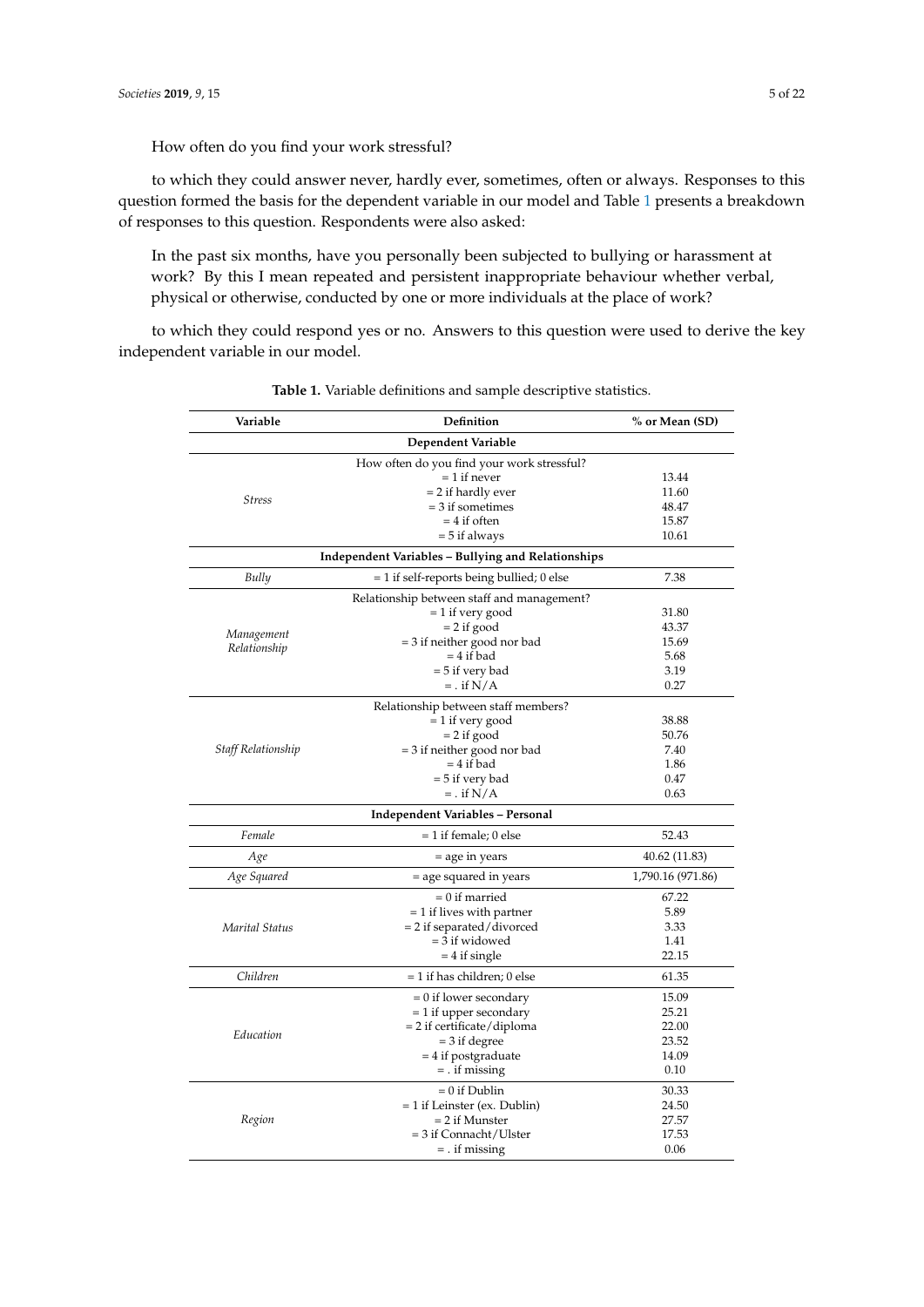How often do you find your work stressful?

to which they could answer never, hardly ever, sometimes, often or always. Responses to this question formed the basis for the dependent variable in our model and Table 1 presents a breakdown of responses to this question. Respondents were also asked:

In the past six months, have you personally been subjected to bullying or harassment at work? By this I mean repeated and persistent inappropriate behaviour whether verbal, physical or otherwise, conducted by one or more individuals at the place of work?

to which they could respond yes or no. Answers to this question were used to derive the key independent variable in our model.

**Table 1.** Variable definitions and sample descriptive statistics.

| Variable | Definition | % or Mean (SD) |
|---|---|---|
| **Dependent Variable** | | |
| *Stress* | How often do you find your work stressful? | |
| | = 1 if never | 13.44 |
| | = 2 if hardly ever | 11.60 |
| | = 3 if sometimes | 48.47 |
| | = 4 if often | 15.87 |
| | = 5 if always | 10.61 |
| **Independent Variables – Bullying and Relationships** | | |
| *Bully* | = 1 if self-reports being bullied; 0 else | 7.38 |
| *Management Relationship* | Relationship between staff and management? | |
| | = 1 if very good | 31.80 |
| | = 2 if good | 43.37 |
| | = 3 if neither good nor bad | 15.69 |
| | = 4 if bad | 5.68 |
| | = 5 if very bad | 3.19 |
| | = . if N/A | 0.27 |
| *Staff Relationship* | Relationship between staff members? | |
| | = 1 if very good | 38.88 |
| | = 2 if good | 50.76 |
| | = 3 if neither good nor bad | 7.40 |
| | = 4 if bad | 1.86 |
| | = 5 if very bad | 0.47 |
| | = . if N/A | 0.63 |
| **Independent Variables – Personal** | | |
| *Female* | = 1 if female; 0 else | 52.43 |
| *Age* | = age in years | 40.62 (11.83) |
| *Age Squared* | = age squared in years | 1,790.16 (971.86) |
| *Marital Status* | = 0 if married | 67.22 |
| | = 1 if lives with partner | 5.89 |
| | = 2 if separated/divorced | 3.33 |
| | = 3 if widowed | 1.41 |
| | = 4 if single | 22.15 |
| *Children* | = 1 if has children; 0 else | 61.35 |
| *Education* | = 0 if lower secondary | 15.09 |
| | = 1 if upper secondary | 25.21 |
| | = 2 if certificate/diploma | 22.00 |
| | = 3 if degree | 23.52 |
| | = 4 if postgraduate | 14.09 |
| | = . if missing | 0.10 |
| *Region* | = 0 if Dublin | 30.33 |
| | = 1 if Leinster (ex. Dublin) | 24.50 |
| | = 2 if Munster | 27.57 |
| | = 3 if Connacht/Ulster | 17.53 |
| | = . if missing | 0.06 |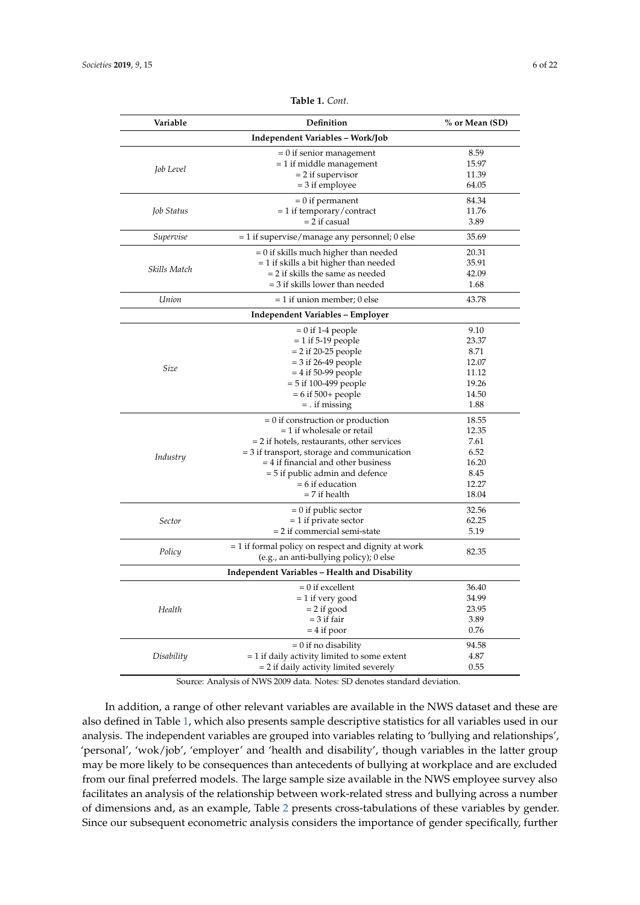**Table 1.** *Cont.*

| Variable | Definition | % or Mean (SD) |
|---|---|---|
| **Independent Variables – Work/Job** | | |
| *Job Level* | = 0 if senior management | 8.59 |
| | = 1 if middle management | 15.97 |
| | = 2 if supervisor | 11.39 |
| | = 3 if employee | 64.05 |
| *Job Status* | = 0 if permanent | 84.34 |
| | = 1 if temporary/contract | 11.76 |
| | = 2 if casual | 3.89 |
| *Supervise* | = 1 if supervise/manage any personnel; 0 else | 35.69 |
| *Skills Match* | = 0 if skills much higher than needed | 20.31 |
| | = 1 if skills a bit higher than needed | 35.91 |
| | = 2 if skills the same as needed | 42.09 |
| | = 3 if skills lower than needed | 1.68 |
| *Union* | = 1 if union member; 0 else | 43.78 |
| **Independent Variables – Employer** | | |
| *Size* | = 0 if 1-4 people | 9.10 |
| | = 1 if 5-19 people | 23.37 |
| | = 2 if 20-25 people | 8.71 |
| | = 3 if 26-49 people | 12.07 |
| | = 4 if 50-99 people | 11.12 |
| | = 5 if 100-499 people | 19.26 |
| | = 6 if 500+ people | 14.50 |
| | = . if missing | 1.88 |
| *Industry* | = 0 if construction or production | 18.55 |
| | = 1 if wholesale or retail | 12.35 |
| | = 2 if hotels, restaurants, other services | 7.61 |
| | = 3 if transport, storage and communication | 6.52 |
| | = 4 if financial and other business | 16.20 |
| | = 5 if public admin and defence | 8.45 |
| | = 6 if education | 12.27 |
| | = 7 if health | 18.04 |
| *Sector* | = 0 if public sector | 32.56 |
| | = 1 if private sector | 62.25 |
| | = 2 if commercial semi-state | 5.19 |
| *Policy* | = 1 if formal policy on respect and dignity at work (e.g., an anti-bullying policy); 0 else | 82.35 |
| **Independent Variables – Health and Disability** | | |
| *Health* | = 0 if excellent | 36.40 |
| | = 1 if very good | 34.99 |
| | = 2 if good | 23.95 |
| | = 3 if fair | 3.89 |
| | = 4 if poor | 0.76 |
| *Disability* | = 0 if no disability | 94.58 |
| | = 1 if daily activity limited to some extent | 4.87 |
| | = 2 if daily activity limited severely | 0.55 |

Source: Analysis of NWS 2009 data. Notes: SD denotes standard deviation.

In addition, a range of other relevant variables are available in the NWS dataset and these are also defined in Table 1, which also presents sample descriptive statistics for all variables used in our analysis. The independent variables are grouped into variables relating to 'bullying and relationships', 'personal', 'wok/job', 'employer' and 'health and disability', though variables in the latter group may be more likely to be consequences than antecedents of bullying at workplace and are excluded from our final preferred models. The large sample size available in the NWS employee survey also facilitates an analysis of the relationship between work-related stress and bullying across a number of dimensions and, as an example, Table 2 presents cross-tabulations of these variables by gender. Since our subsequent econometric analysis considers the importance of gender specifically, further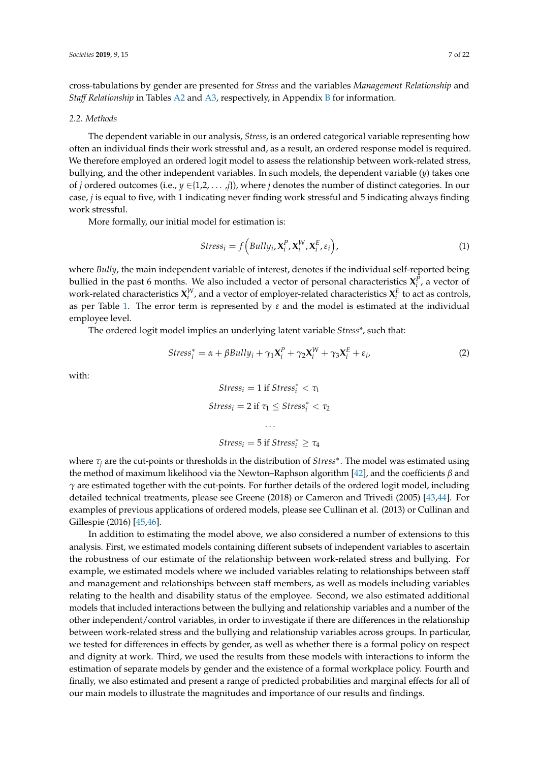cross-tabulations by gender are presented for *Stress* and the variables *Management Relationship* and *Staff Relationship* in Tables A2 and A3, respectively, in Appendix B for information.

### 2.2. Methods

The dependent variable in our analysis, *Stress*, is an ordered categorical variable representing how often an individual finds their work stressful and, as a result, an ordered response model is required. We therefore employed an ordered logit model to assess the relationship between work-related stress, bullying, and the other independent variables. In such models, the dependent variable ($y$) takes one of $j$ ordered outcomes (i.e., $y \in \{1,2, \ldots ,j\}$), where $j$ denotes the number of distinct categories. In our case, $j$ is equal to five, with 1 indicating never finding work stressful and 5 indicating always finding work stressful.

More formally, our initial model for estimation is:

$$Stress_i = f\left(Bully_i, \mathbf{X}_i^P, \mathbf{X}_i^W, \mathbf{X}_i^E, \varepsilon_i\right), \tag{1}$$

where *Bully*, the main independent variable of interest, denotes if the individual self-reported being bullied in the past 6 months. We also included a vector of personal characteristics $\mathbf{X}_i^P$, a vector of work-related characteristics $\mathbf{X}_i^W$, and a vector of employer-related characteristics $\mathbf{X}_i^E$ to act as controls, as per Table 1. The error term is represented by $\varepsilon$ and the model is estimated at the individual employee level.

The ordered logit model implies an underlying latent variable *Stress*\*, such that:

$$Stress_i^* = \alpha + \beta Bully_i + \gamma_1 \mathbf{X}_i^P + \gamma_2 \mathbf{X}_i^W + \gamma_3 \mathbf{X}_i^E + \varepsilon_i, \tag{2}$$

with:

$$Stress_i = 1 \text{ if } Stress_i^* < \tau_1$$

$$Stress_i = 2 \text{ if } \tau_1 \leq Stress_i^* < \tau_2$$

$$\ldots$$

$$Stress_i = 5 \text{ if } Stress_i^* \geq \tau_4$$

where $\tau_j$ are the cut-points or thresholds in the distribution of $Stress^*$. The model was estimated using the method of maximum likelihood via the Newton–Raphson algorithm [42], and the coefficients $\beta$ and $\gamma$ are estimated together with the cut-points. For further details of the ordered logit model, including detailed technical treatments, please see Greene (2018) or Cameron and Trivedi (2005) [43,44]. For examples of previous applications of ordered models, please see Cullinan et al. (2013) or Cullinan and Gillespie (2016) [45,46].

In addition to estimating the model above, we also considered a number of extensions to this analysis. First, we estimated models containing different subsets of independent variables to ascertain the robustness of our estimate of the relationship between work-related stress and bullying. For example, we estimated models where we included variables relating to relationships between staff and management and relationships between staff members, as well as models including variables relating to the health and disability status of the employee. Second, we also estimated additional models that included interactions between the bullying and relationship variables and a number of the other independent/control variables, in order to investigate if there are differences in the relationship between work-related stress and the bullying and relationship variables across groups. In particular, we tested for differences in effects by gender, as well as whether there is a formal policy on respect and dignity at work. Third, we used the results from these models with interactions to inform the estimation of separate models by gender and the existence of a formal workplace policy. Fourth and finally, we also estimated and present a range of predicted probabilities and marginal effects for all of our main models to illustrate the magnitudes and importance of our results and findings.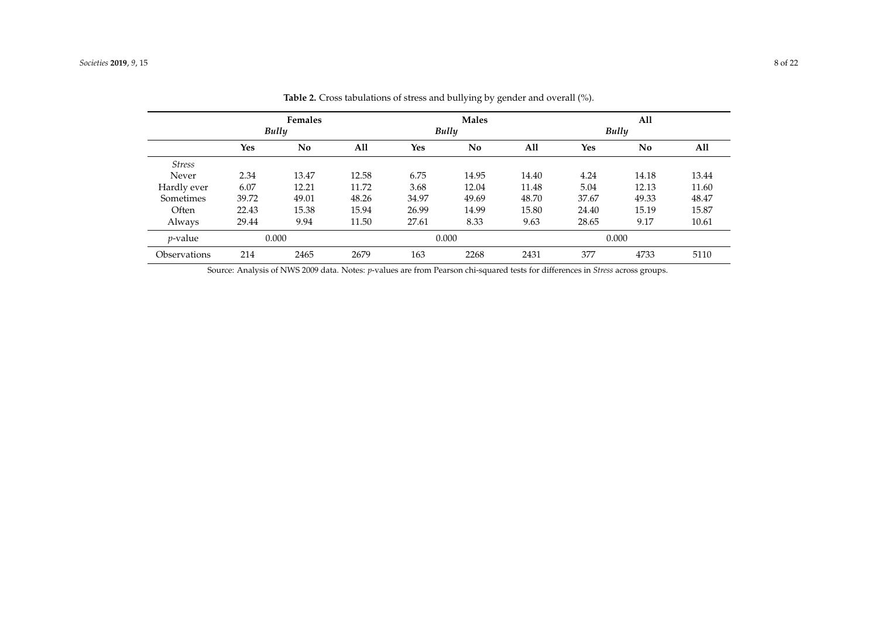**Table 2.** Cross tabulations of stress and bullying by gender and overall (%).

| | Females | | | Males | | | All | | |
|---|---|---|---|---|---|---|---|---|---|
| | *Bully* | | | *Bully* | | | *Bully* | | |
| | **Yes** | **No** | **All** | **Yes** | **No** | **All** | **Yes** | **No** | **All** |
| *Stress* | | | | | | | | | |
| Never | 2.34 | 13.47 | 12.58 | 6.75 | 14.95 | 14.40 | 4.24 | 14.18 | 13.44 |
| Hardly ever | 6.07 | 12.21 | 11.72 | 3.68 | 12.04 | 11.48 | 5.04 | 12.13 | 11.60 |
| Sometimes | 39.72 | 49.01 | 48.26 | 34.97 | 49.69 | 48.70 | 37.67 | 49.33 | 48.47 |
| Often | 22.43 | 15.38 | 15.94 | 26.99 | 14.99 | 15.80 | 24.40 | 15.19 | 15.87 |
| Always | 29.44 | 9.94 | 11.50 | 27.61 | 8.33 | 9.63 | 28.65 | 9.17 | 10.61 |
| *p*-value | 0.000 | | | 0.000 | | | 0.000 | | |
| Observations | 214 | 2465 | 2679 | 163 | 2268 | 2431 | 377 | 4733 | 5110 |

Source: Analysis of NWS 2009 data. Notes: *p*-values are from Pearson chi-squared tests for differences in *Stress* across groups.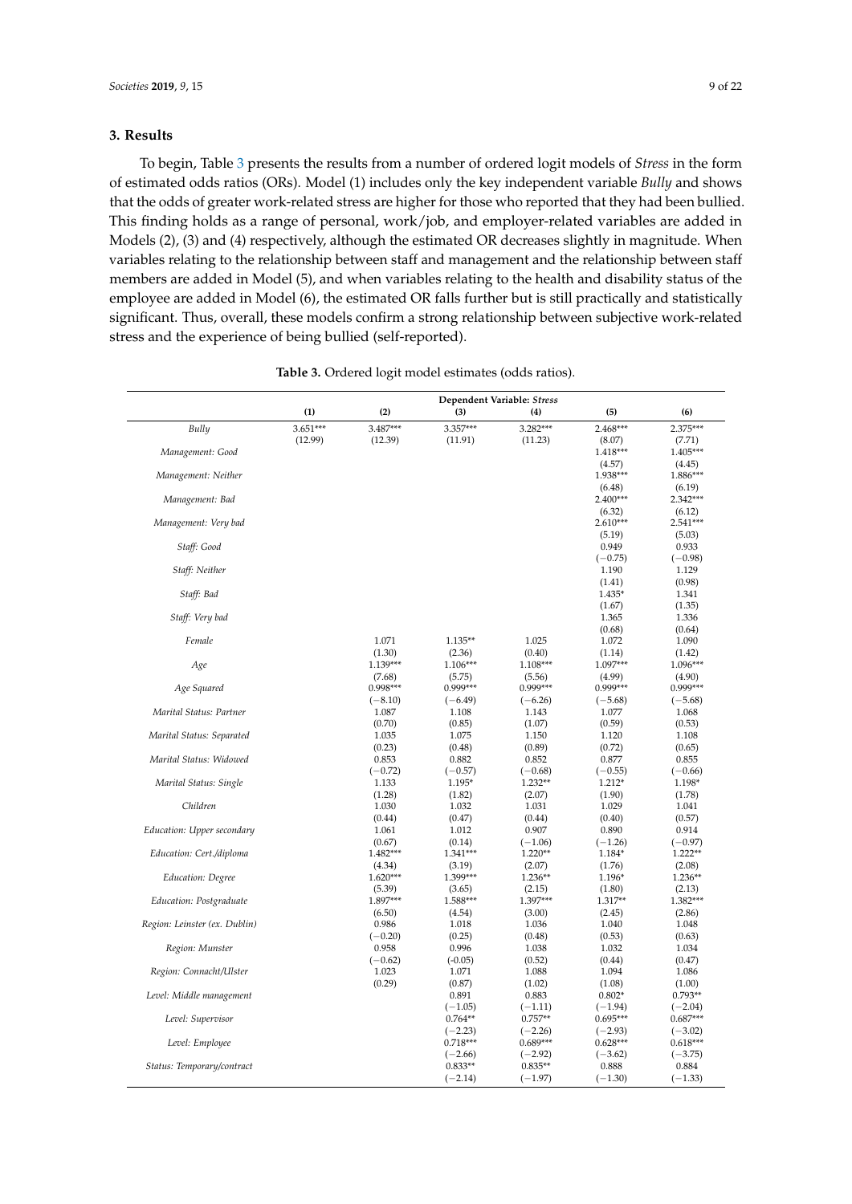## 3. Results

To begin, Table 3 presents the results from a number of ordered logit models of *Stress* in the form of estimated odds ratios (ORs). Model (1) includes only the key independent variable *Bully* and shows that the odds of greater work-related stress are higher for those who reported that they had been bullied. This finding holds as a range of personal, work/job, and employer-related variables are added in Models (2), (3) and (4) respectively, although the estimated OR decreases slightly in magnitude. When variables relating to the relationship between staff and management and the relationship between staff members are added in Model (5), and when variables relating to the health and disability status of the employee are added in Model (6), the estimated OR falls further but is still practically and statistically significant. Thus, overall, these models confirm a strong relationship between subjective work-related stress and the experience of being bullied (self-reported).

**Table 3.** Ordered logit model estimates (odds ratios).

| | Dependent Variable: *Stress* | | | | | |
|---|---|---|---|---|---|---|
| | (1) | (2) | (3) | (4) | (5) | (6) |
| *Bully* | 3.651*** | 3.487*** | 3.357*** | 3.282*** | 2.468*** | 2.375*** |
| | (12.99) | (12.39) | (11.91) | (11.23) | (8.07) | (7.71) |
| *Management: Good* | | | | | 1.418*** | 1.405*** |
| | | | | | (4.57) | (4.45) |
| *Management: Neither* | | | | | 1.938*** | 1.886*** |
| | | | | | (6.48) | (6.19) |
| *Management: Bad* | | | | | 2.400*** | 2.342*** |
| | | | | | (6.32) | (6.12) |
| *Management: Very bad* | | | | | 2.610*** | 2.541*** |
| | | | | | (5.19) | (5.03) |
| *Staff: Good* | | | | | 0.949 | 0.933 |
| | | | | | (−0.75) | (−0.98) |
| *Staff: Neither* | | | | | 1.190 | 1.129 |
| | | | | | (1.41) | (0.98) |
| *Staff: Bad* | | | | | 1.435* | 1.341 |
| | | | | | (1.67) | (1.35) |
| *Staff: Very bad* | | | | | 1.365 | 1.336 |
| | | | | | (0.68) | (0.64) |
| *Female* | | 1.071 | 1.135** | 1.025 | 1.072 | 1.090 |
| | | (1.30) | (2.36) | (0.40) | (1.14) | (1.42) |
| *Age* | | 1.139*** | 1.106*** | 1.108*** | 1.097*** | 1.096*** |
| | | (7.68) | (5.75) | (5.56) | (4.99) | (4.90) |
| *Age Squared* | | 0.998*** | 0.999*** | 0.999*** | 0.999*** | 0.999*** |
| | | (−8.10) | (−6.49) | (−6.26) | (−5.68) | (−5.68) |
| *Marital Status: Partner* | | 1.087 | 1.108 | 1.143 | 1.077 | 1.068 |
| | | (0.70) | (0.85) | (1.07) | (0.59) | (0.53) |
| *Marital Status: Separated* | | 1.035 | 1.075 | 1.150 | 1.120 | 1.108 |
| | | (0.23) | (0.48) | (0.89) | (0.72) | (0.65) |
| *Marital Status: Widowed* | | 0.853 | 0.882 | 0.852 | 0.877 | 0.855 |
| | | (−0.72) | (−0.57) | (−0.68) | (−0.55) | (−0.66) |
| *Marital Status: Single* | | 1.133 | 1.195* | 1.232** | 1.212* | 1.198* |
| | | (1.28) | (1.82) | (2.07) | (1.90) | (1.78) |
| *Children* | | 1.030 | 1.032 | 1.031 | 1.029 | 1.041 |
| | | (0.44) | (0.47) | (0.44) | (0.40) | (0.57) |
| *Education: Upper secondary* | | 1.061 | 1.012 | 0.907 | 0.890 | 0.914 |
| | | (0.67) | (0.14) | (−1.06) | (−1.26) | (−0.97) |
| *Education: Cert./diploma* | | 1.482*** | 1.341*** | 1.220** | 1.184* | 1.222** |
| | | (4.34) | (3.19) | (2.07) | (1.76) | (2.08) |
| *Education: Degree* | | 1.620*** | 1.399*** | 1.236** | 1.196* | 1.236** |
| | | (5.39) | (3.65) | (2.15) | (1.80) | (2.13) |
| *Education: Postgraduate* | | 1.897*** | 1.588*** | 1.397*** | 1.317** | 1.382*** |
| | | (6.50) | (4.54) | (3.00) | (2.45) | (2.86) |
| *Region: Leinster (ex. Dublin)* | | 0.986 | 1.018 | 1.036 | 1.040 | 1.048 |
| | | (−0.20) | (0.25) | (0.48) | (0.53) | (0.63) |
| *Region: Munster* | | 0.958 | 0.996 | 1.038 | 1.032 | 1.034 |
| | | (−0.62) | (-0.05) | (0.52) | (0.44) | (0.47) |
| *Region: Connacht/Ulster* | | 1.023 | 1.071 | 1.088 | 1.094 | 1.086 |
| | | (0.29) | (0.87) | (1.02) | (1.08) | (1.00) |
| *Level: Middle management* | | | 0.891 | 0.883 | 0.802* | 0.793** |
| | | | (−1.05) | (−1.11) | (−1.94) | (−2.04) |
| *Level: Supervisor* | | | 0.764** | 0.757** | 0.695*** | 0.687*** |
| | | | (−2.23) | (−2.26) | (−2.93) | (−3.02) |
| *Level: Employee* | | | 0.718*** | 0.689*** | 0.628*** | 0.618*** |
| | | | (−2.66) | (−2.92) | (−3.62) | (−3.75) |
| *Status: Temporary/contract* | | | 0.833** | 0.835** | 0.888 | 0.884 |
| | | | (−2.14) | (−1.97) | (−1.30) | (−1.33) |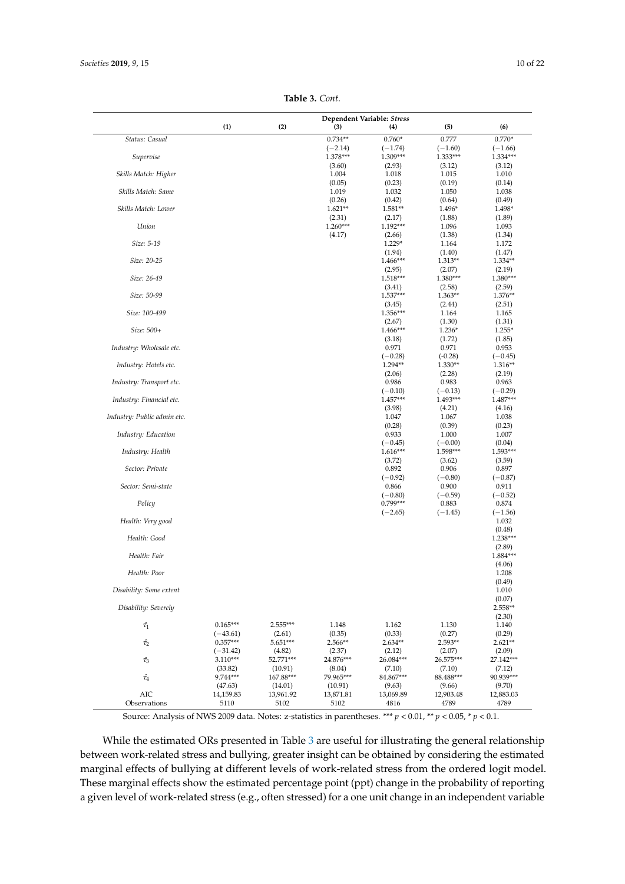**Table 3.** *Cont.*

| | Dependent Variable: *Stress* | | | | | |
|---|---|---|---|---|---|---|
| | **(1)** | **(2)** | **(3)** | **(4)** | **(5)** | **(6)** |
| *Status: Casual* | | | 0.734** | 0.760* | 0.777 | 0.770* |
| | | | (−2.14) | (−1.74) | (−1.60) | (−1.66) |
| *Supervise* | | | 1.378*** | 1.309*** | 1.333*** | 1.334*** |
| | | | (3.60) | (2.93) | (3.12) | (3.12) |
| *Skills Match: Higher* | | | 1.004 | 1.018 | 1.015 | 1.010 |
| | | | (0.05) | (0.23) | (0.19) | (0.14) |
| *Skills Match: Same* | | | 1.019 | 1.032 | 1.050 | 1.038 |
| | | | (0.26) | (0.42) | (0.64) | (0.49) |
| *Skills Match: Lower* | | | 1.621** | 1.581** | 1.496* | 1.498* |
| | | | (2.31) | (2.17) | (1.88) | (1.89) |
| *Union* | | | 1.260*** | 1.192*** | 1.096 | 1.093 |
| | | | (4.17) | (2.66) | (1.38) | (1.34) |
| *Size: 5-19* | | | | 1.229* | 1.164 | 1.172 |
| | | | | (1.94) | (1.40) | (1.47) |
| *Size: 20-25* | | | | 1.466*** | 1.313** | 1.334** |
| | | | | (2.95) | (2.07) | (2.19) |
| *Size: 26-49* | | | | 1.518*** | 1.380*** | 1.380*** |
| | | | | (3.41) | (2.58) | (2.59) |
| *Size: 50-99* | | | | 1.537*** | 1.363** | 1.376** |
| | | | | (3.45) | (2.44) | (2.51) |
| *Size: 100-499* | | | | 1.356*** | 1.164 | 1.165 |
| | | | | (2.67) | (1.30) | (1.31) |
| *Size: 500+* | | | | 1.466*** | 1.236* | 1.255* |
| | | | | (3.18) | (1.72) | (1.85) |
| *Industry: Wholesale etc.* | | | | 0.971 | 0.971 | 0.953 |
| | | | | (−0.28) | (-0.28) | (−0.45) |
| *Industry: Hotels etc.* | | | | 1.294** | 1.330** | 1.316** |
| | | | | (2.06) | (2.28) | (2.19) |
| *Industry: Transport etc.* | | | | 0.986 | 0.983 | 0.963 |
| | | | | (−0.10) | (−0.13) | (−0.29) |
| *Industry: Financial etc.* | | | | 1.457*** | 1.493*** | 1.487*** |
| | | | | (3.98) | (4.21) | (4.16) |
| *Industry: Public admin etc.* | | | | 1.047 | 1.067 | 1.038 |
| | | | | (0.28) | (0.39) | (0.23) |
| *Industry: Education* | | | | 0.933 | 1.000 | 1.007 |
| | | | | (−0.45) | (−0.00) | (0.04) |
| *Industry: Health* | | | | 1.616*** | 1.598*** | 1.593*** |
| | | | | (3.72) | (3.62) | (3.59) |
| *Sector: Private* | | | | 0.892 | 0.906 | 0.897 |
| | | | | (−0.92) | (−0.80) | (−0.87) |
| *Sector: Semi-state* | | | | 0.866 | 0.900 | 0.911 |
| | | | | (−0.80) | (−0.59) | (−0.52) |
| *Policy* | | | | 0.799*** | 0.883 | 0.874 |
| | | | | (−2.65) | (−1.45) | (−1.56) |
| *Health: Very good* | | | | | | 1.032 |
| | | | | | | (0.48) |
| *Health: Good* | | | | | | 1.238*** |
| | | | | | | (2.89) |
| *Health: Fair* | | | | | | 1.884*** |
| | | | | | | (4.06) |
| *Health: Poor* | | | | | | 1.208 |
| | | | | | | (0.49) |
| *Disability: Some extent* | | | | | | 1.010 |
| | | | | | | (0.07) |
| *Disability: Severely* | | | | | | 2.558** |
| | | | | | | (2.30) |
| $\hat{\tau}_1$ | 0.165*** | 2.555*** | 1.148 | 1.162 | 1.130 | 1.140 |
| | (−43.61) | (2.61) | (0.35) | (0.33) | (0.27) | (0.29) |
| $\hat{\tau}_2$ | 0.357*** | 5.651*** | 2.566** | 2.634** | 2.593** | 2.621** |
| | (−31.42) | (4.82) | (2.37) | (2.12) | (2.07) | (2.09) |
| $\hat{\tau}_3$ | 3.110*** | 52.771*** | 24.876*** | 26.084*** | 26.575*** | 27.142*** |
| | (33.82) | (10.91) | (8.04) | (7.10) | (7.10) | (7.12) |
| $\hat{\tau}_4$ | 9.744*** | 167.88*** | 79.965*** | 84.867*** | 88.488*** | 90.939*** |
| | (47.63) | (14.01) | (10.91) | (9.63) | (9.66) | (9.70) |
| AIC | 14,159.83 | 13,961.92 | 13,871.81 | 13,069.89 | 12,903.48 | 12,883.03 |
| Observations | 5110 | 5102 | 5102 | 4816 | 4789 | 4789 |

Source: Analysis of NWS 2009 data. Notes: z-statistics in parentheses. *** $p < 0.01$, ** $p < 0.05$, * $p < 0.1$.

While the estimated ORs presented in Table 3 are useful for illustrating the general relationship between work-related stress and bullying, greater insight can be obtained by considering the estimated marginal effects of bullying at different levels of work-related stress from the ordered logit model. These marginal effects show the estimated percentage point (ppt) change in the probability of reporting a given level of work-related stress (e.g., often stressed) for a one unit change in an independent variable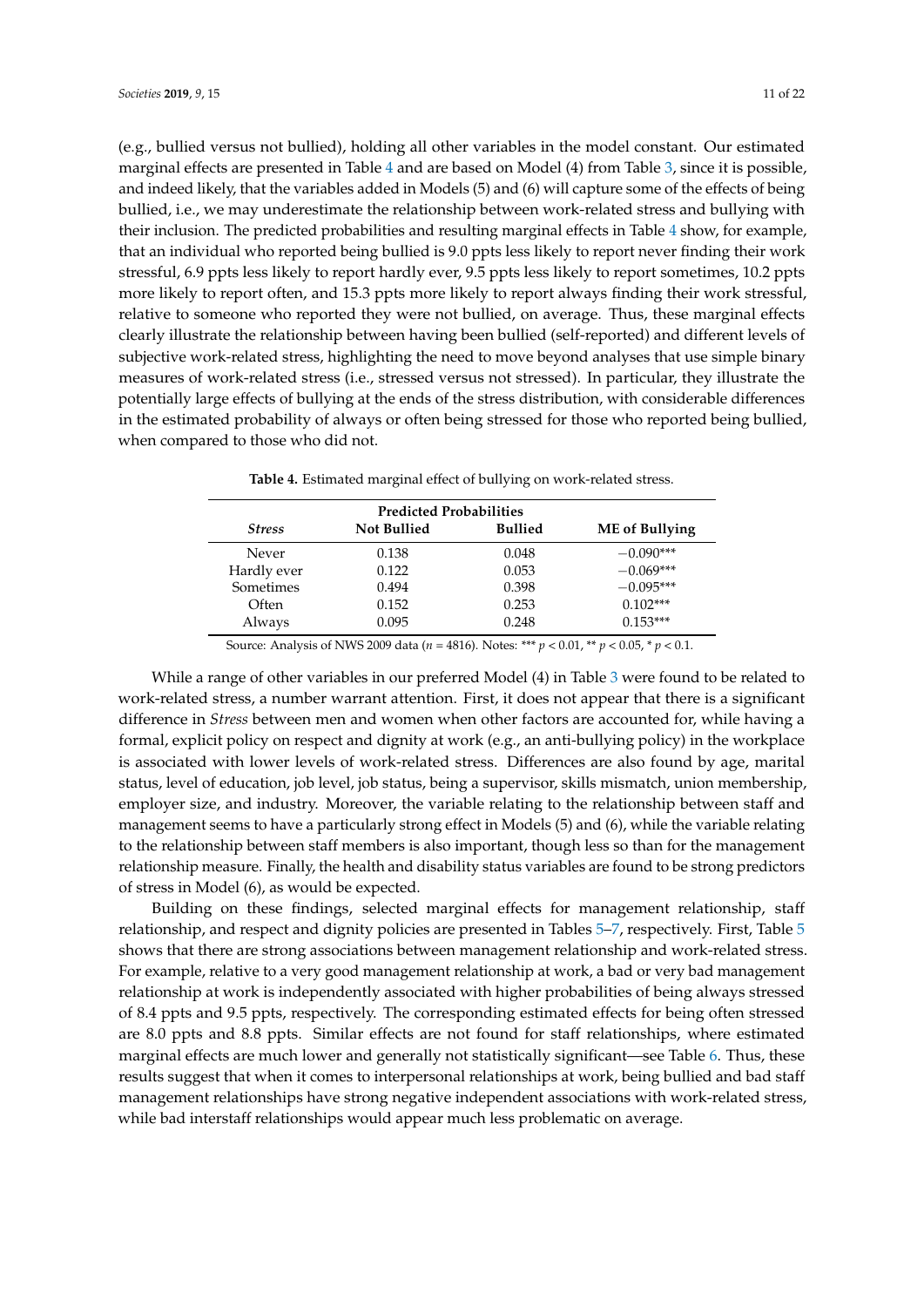(e.g., bullied versus not bullied), holding all other variables in the model constant. Our estimated marginal effects are presented in Table 4 and are based on Model (4) from Table 3, since it is possible, and indeed likely, that the variables added in Models (5) and (6) will capture some of the effects of being bullied, i.e., we may underestimate the relationship between work-related stress and bullying with their inclusion. The predicted probabilities and resulting marginal effects in Table 4 show, for example, that an individual who reported being bullied is 9.0 ppts less likely to report never finding their work stressful, 6.9 ppts less likely to report hardly ever, 9.5 ppts less likely to report sometimes, 10.2 ppts more likely to report often, and 15.3 ppts more likely to report always finding their work stressful, relative to someone who reported they were not bullied, on average. Thus, these marginal effects clearly illustrate the relationship between having been bullied (self-reported) and different levels of subjective work-related stress, highlighting the need to move beyond analyses that use simple binary measures of work-related stress (i.e., stressed versus not stressed). In particular, they illustrate the potentially large effects of bullying at the ends of the stress distribution, with considerable differences in the estimated probability of always or often being stressed for those who reported being bullied, when compared to those who did not.

**Table 4.** Estimated marginal effect of bullying on work-related stress.

| | Predicted Probabilities | | |
|---|---|---|---|
| *Stress* | **Not Bullied** | **Bullied** | **ME of Bullying** |
| Never | 0.138 | 0.048 | −0.090*** |
| Hardly ever | 0.122 | 0.053 | −0.069*** |
| Sometimes | 0.494 | 0.398 | −0.095*** |
| Often | 0.152 | 0.253 | 0.102*** |
| Always | 0.095 | 0.248 | 0.153*** |

Source: Analysis of NWS 2009 data ($n$ = 4816). Notes: *** $p < 0.01$, ** $p < 0.05$, * $p < 0.1$.

While a range of other variables in our preferred Model (4) in Table 3 were found to be related to work-related stress, a number warrant attention. First, it does not appear that there is a significant difference in *Stress* between men and women when other factors are accounted for, while having a formal, explicit policy on respect and dignity at work (e.g., an anti-bullying policy) in the workplace is associated with lower levels of work-related stress. Differences are also found by age, marital status, level of education, job level, job status, being a supervisor, skills mismatch, union membership, employer size, and industry. Moreover, the variable relating to the relationship between staff and management seems to have a particularly strong effect in Models (5) and (6), while the variable relating to the relationship between staff members is also important, though less so than for the management relationship measure. Finally, the health and disability status variables are found to be strong predictors of stress in Model (6), as would be expected.

Building on these findings, selected marginal effects for management relationship, staff relationship, and respect and dignity policies are presented in Tables 5–7, respectively. First, Table 5 shows that there are strong associations between management relationship and work-related stress. For example, relative to a very good management relationship at work, a bad or very bad management relationship at work is independently associated with higher probabilities of being always stressed of 8.4 ppts and 9.5 ppts, respectively. The corresponding estimated effects for being often stressed are 8.0 ppts and 8.8 ppts. Similar effects are not found for staff relationships, where estimated marginal effects are much lower and generally not statistically significant—see Table 6. Thus, these results suggest that when it comes to interpersonal relationships at work, being bullied and bad staff management relationships have strong negative independent associations with work-related stress, while bad interstaff relationships would appear much less problematic on average.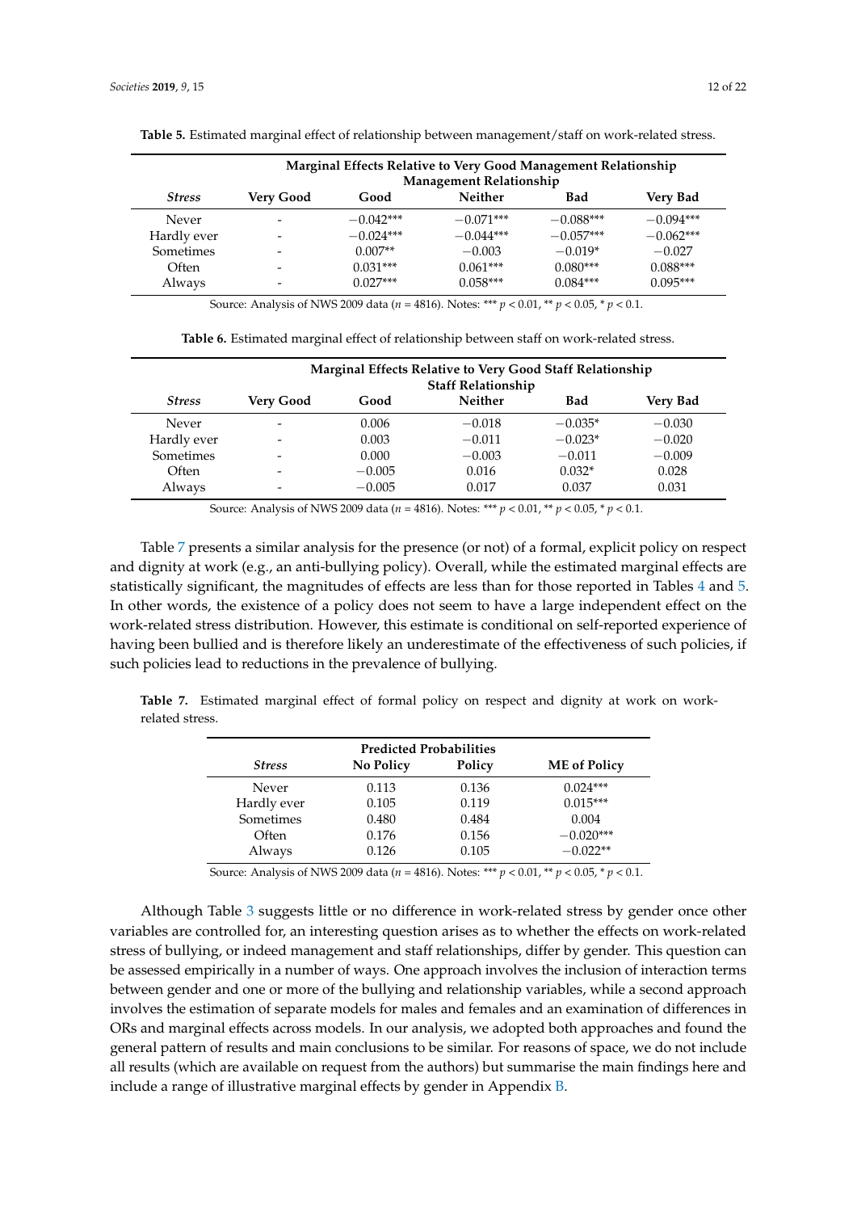**Table 5.** Estimated marginal effect of relationship between management/staff on work-related stress.

| | Marginal Effects Relative to Very Good Management Relationship Management Relationship | | | | |
|---|---|---|---|---|---|
| *Stress* | Very Good | Good | Neither | Bad | Very Bad |
| Never | - | −0.042*** | −0.071*** | −0.088*** | −0.094*** |
| Hardly ever | - | −0.024*** | −0.044*** | −0.057*** | −0.062*** |
| Sometimes | - | 0.007** | −0.003 | −0.019* | −0.027 |
| Often | - | 0.031*** | 0.061*** | 0.080*** | 0.088*** |
| Always | - | 0.027*** | 0.058*** | 0.084*** | 0.095*** |

Source: Analysis of NWS 2009 data ($n$ = 4816). Notes: *** $p < 0.01$, ** $p < 0.05$, * $p < 0.1$.

**Table 6.** Estimated marginal effect of relationship between staff on work-related stress.

| | Marginal Effects Relative to Very Good Staff Relationship Staff Relationship | | | | |
|---|---|---|---|---|---|
| *Stress* | Very Good | Good | Neither | Bad | Very Bad |
| Never | - | 0.006 | −0.018 | −0.035* | −0.030 |
| Hardly ever | - | 0.003 | −0.011 | −0.023* | −0.020 |
| Sometimes | - | 0.000 | −0.003 | −0.011 | −0.009 |
| Often | - | −0.005 | 0.016 | 0.032* | 0.028 |
| Always | - | −0.005 | 0.017 | 0.037 | 0.031 |

Source: Analysis of NWS 2009 data ($n$ = 4816). Notes: *** $p < 0.01$, ** $p < 0.05$, * $p < 0.1$.

Table 7 presents a similar analysis for the presence (or not) of a formal, explicit policy on respect and dignity at work (e.g., an anti-bullying policy). Overall, while the estimated marginal effects are statistically significant, the magnitudes of effects are less than for those reported in Tables 4 and 5. In other words, the existence of a policy does not seem to have a large independent effect on the work-related stress distribution. However, this estimate is conditional on self-reported experience of having been bullied and is therefore likely an underestimate of the effectiveness of such policies, if such policies lead to reductions in the prevalence of bullying.

**Table 7.** Estimated marginal effect of formal policy on respect and dignity at work on work-related stress.

| | Predicted Probabilities | | |
|---|---|---|---|
| *Stress* | No Policy | Policy | ME of Policy |
| Never | 0.113 | 0.136 | 0.024*** |
| Hardly ever | 0.105 | 0.119 | 0.015*** |
| Sometimes | 0.480 | 0.484 | 0.004 |
| Often | 0.176 | 0.156 | −0.020*** |
| Always | 0.126 | 0.105 | −0.022** |

Source: Analysis of NWS 2009 data ($n$ = 4816). Notes: *** $p < 0.01$, ** $p < 0.05$, * $p < 0.1$.

Although Table 3 suggests little or no difference in work-related stress by gender once other variables are controlled for, an interesting question arises as to whether the effects on work-related stress of bullying, or indeed management and staff relationships, differ by gender. This question can be assessed empirically in a number of ways. One approach involves the inclusion of interaction terms between gender and one or more of the bullying and relationship variables, while a second approach involves the estimation of separate models for males and females and an examination of differences in ORs and marginal effects across models. In our analysis, we adopted both approaches and found the general pattern of results and main conclusions to be similar. For reasons of space, we do not include all results (which are available on request from the authors) but summarise the main findings here and include a range of illustrative marginal effects by gender in Appendix B.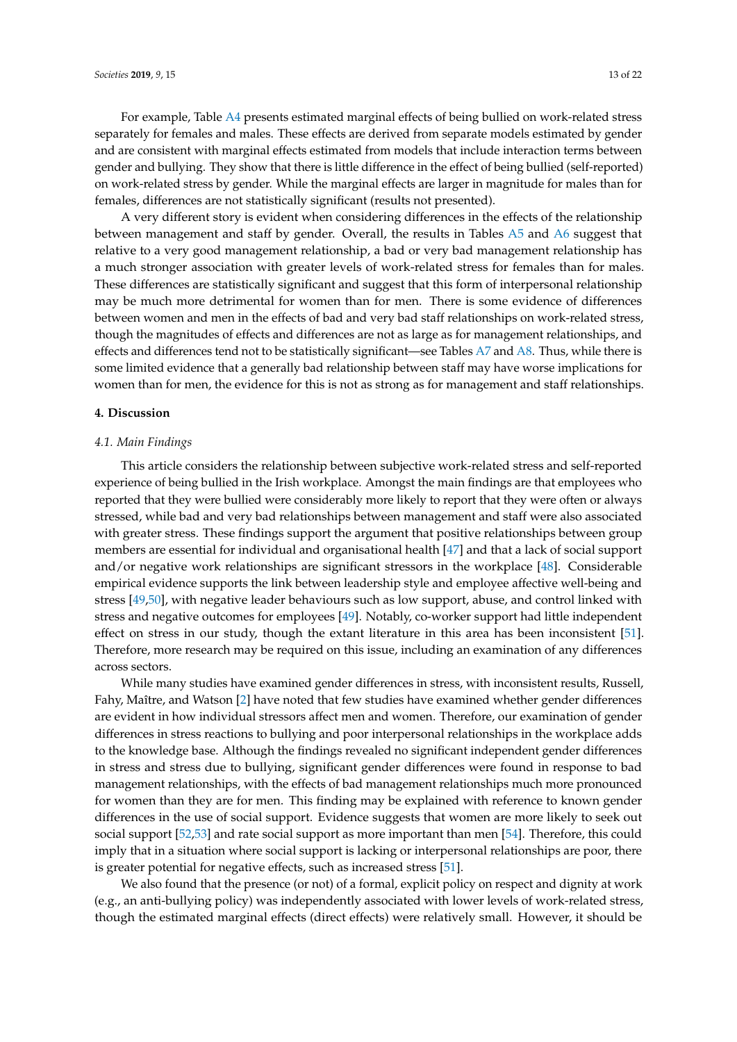For example, Table A4 presents estimated marginal effects of being bullied on work-related stress separately for females and males. These effects are derived from separate models estimated by gender and are consistent with marginal effects estimated from models that include interaction terms between gender and bullying. They show that there is little difference in the effect of being bullied (self-reported) on work-related stress by gender. While the marginal effects are larger in magnitude for males than for females, differences are not statistically significant (results not presented).

A very different story is evident when considering differences in the effects of the relationship between management and staff by gender. Overall, the results in Tables A5 and A6 suggest that relative to a very good management relationship, a bad or very bad management relationship has a much stronger association with greater levels of work-related stress for females than for males. These differences are statistically significant and suggest that this form of interpersonal relationship may be much more detrimental for women than for men. There is some evidence of differences between women and men in the effects of bad and very bad staff relationships on work-related stress, though the magnitudes of effects and differences are not as large as for management relationships, and effects and differences tend not to be statistically significant—see Tables A7 and A8. Thus, while there is some limited evidence that a generally bad relationship between staff may have worse implications for women than for men, the evidence for this is not as strong as for management and staff relationships.

## 4. Discussion

### *4.1. Main Findings*

This article considers the relationship between subjective work-related stress and self-reported experience of being bullied in the Irish workplace. Amongst the main findings are that employees who reported that they were bullied were considerably more likely to report that they were often or always stressed, while bad and very bad relationships between management and staff were also associated with greater stress. These findings support the argument that positive relationships between group members are essential for individual and organisational health [47] and that a lack of social support and/or negative work relationships are significant stressors in the workplace [48]. Considerable empirical evidence supports the link between leadership style and employee affective well-being and stress [49,50], with negative leader behaviours such as low support, abuse, and control linked with stress and negative outcomes for employees [49]. Notably, co-worker support had little independent effect on stress in our study, though the extant literature in this area has been inconsistent [51]. Therefore, more research may be required on this issue, including an examination of any differences across sectors.

While many studies have examined gender differences in stress, with inconsistent results, Russell, Fahy, Maître, and Watson [2] have noted that few studies have examined whether gender differences are evident in how individual stressors affect men and women. Therefore, our examination of gender differences in stress reactions to bullying and poor interpersonal relationships in the workplace adds to the knowledge base. Although the findings revealed no significant independent gender differences in stress and stress due to bullying, significant gender differences were found in response to bad management relationships, with the effects of bad management relationships much more pronounced for women than they are for men. This finding may be explained with reference to known gender differences in the use of social support. Evidence suggests that women are more likely to seek out social support [52,53] and rate social support as more important than men [54]. Therefore, this could imply that in a situation where social support is lacking or interpersonal relationships are poor, there is greater potential for negative effects, such as increased stress [51].

We also found that the presence (or not) of a formal, explicit policy on respect and dignity at work (e.g., an anti-bullying policy) was independently associated with lower levels of work-related stress, though the estimated marginal effects (direct effects) were relatively small. However, it should be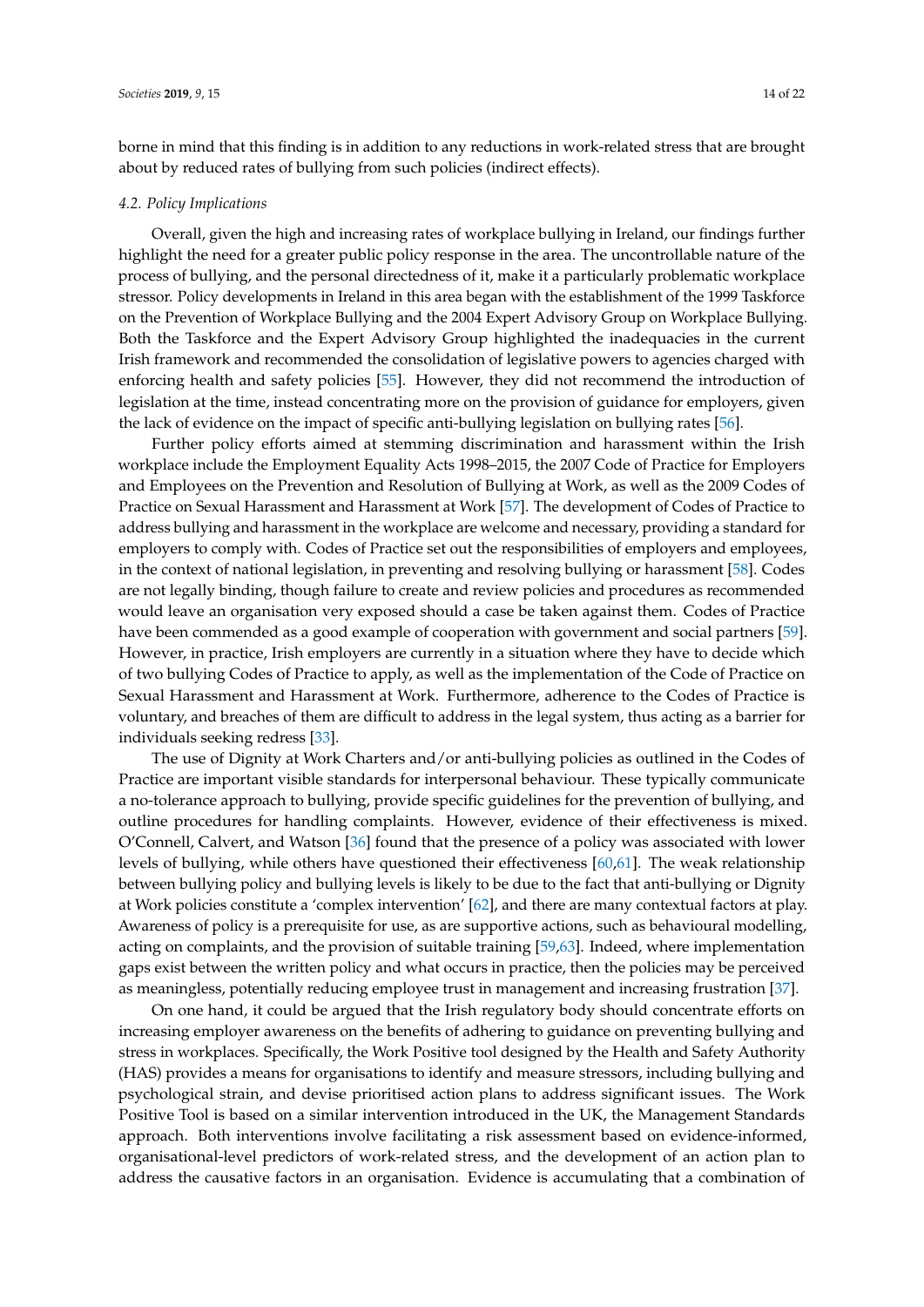borne in mind that this finding is in addition to any reductions in work-related stress that are brought about by reduced rates of bullying from such policies (indirect effects).

### *4.2. Policy Implications*

Overall, given the high and increasing rates of workplace bullying in Ireland, our findings further highlight the need for a greater public policy response in the area. The uncontrollable nature of the process of bullying, and the personal directedness of it, make it a particularly problematic workplace stressor. Policy developments in Ireland in this area began with the establishment of the 1999 Taskforce on the Prevention of Workplace Bullying and the 2004 Expert Advisory Group on Workplace Bullying. Both the Taskforce and the Expert Advisory Group highlighted the inadequacies in the current Irish framework and recommended the consolidation of legislative powers to agencies charged with enforcing health and safety policies [55]. However, they did not recommend the introduction of legislation at the time, instead concentrating more on the provision of guidance for employers, given the lack of evidence on the impact of specific anti-bullying legislation on bullying rates [56].

Further policy efforts aimed at stemming discrimination and harassment within the Irish workplace include the Employment Equality Acts 1998–2015, the 2007 Code of Practice for Employers and Employees on the Prevention and Resolution of Bullying at Work, as well as the 2009 Codes of Practice on Sexual Harassment and Harassment at Work [57]. The development of Codes of Practice to address bullying and harassment in the workplace are welcome and necessary, providing a standard for employers to comply with. Codes of Practice set out the responsibilities of employers and employees, in the context of national legislation, in preventing and resolving bullying or harassment [58]. Codes are not legally binding, though failure to create and review policies and procedures as recommended would leave an organisation very exposed should a case be taken against them. Codes of Practice have been commended as a good example of cooperation with government and social partners [59]. However, in practice, Irish employers are currently in a situation where they have to decide which of two bullying Codes of Practice to apply, as well as the implementation of the Code of Practice on Sexual Harassment and Harassment at Work. Furthermore, adherence to the Codes of Practice is voluntary, and breaches of them are difficult to address in the legal system, thus acting as a barrier for individuals seeking redress [33].

The use of Dignity at Work Charters and/or anti-bullying policies as outlined in the Codes of Practice are important visible standards for interpersonal behaviour. These typically communicate a no-tolerance approach to bullying, provide specific guidelines for the prevention of bullying, and outline procedures for handling complaints. However, evidence of their effectiveness is mixed. O'Connell, Calvert, and Watson [36] found that the presence of a policy was associated with lower levels of bullying, while others have questioned their effectiveness [60,61]. The weak relationship between bullying policy and bullying levels is likely to be due to the fact that anti-bullying or Dignity at Work policies constitute a 'complex intervention' [62], and there are many contextual factors at play. Awareness of policy is a prerequisite for use, as are supportive actions, such as behavioural modelling, acting on complaints, and the provision of suitable training [59,63]. Indeed, where implementation gaps exist between the written policy and what occurs in practice, then the policies may be perceived as meaningless, potentially reducing employee trust in management and increasing frustration [37].

On one hand, it could be argued that the Irish regulatory body should concentrate efforts on increasing employer awareness on the benefits of adhering to guidance on preventing bullying and stress in workplaces. Specifically, the Work Positive tool designed by the Health and Safety Authority (HAS) provides a means for organisations to identify and measure stressors, including bullying and psychological strain, and devise prioritised action plans to address significant issues. The Work Positive Tool is based on a similar intervention introduced in the UK, the Management Standards approach. Both interventions involve facilitating a risk assessment based on evidence-informed, organisational-level predictors of work-related stress, and the development of an action plan to address the causative factors in an organisation. Evidence is accumulating that a combination of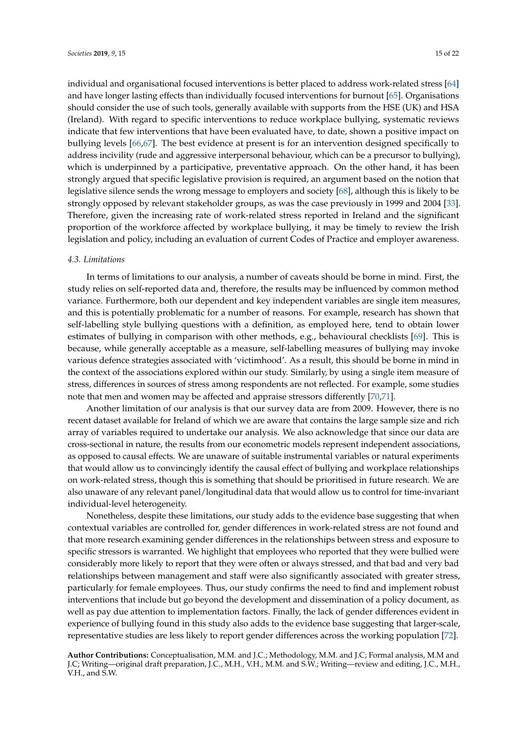individual and organisational focused interventions is better placed to address work-related stress [64] and have longer lasting effects than individually focused interventions for burnout [65]. Organisations should consider the use of such tools, generally available with supports from the HSE (UK) and HSA (Ireland). With regard to specific interventions to reduce workplace bullying, systematic reviews indicate that few interventions that have been evaluated have, to date, shown a positive impact on bullying levels [66,67]. The best evidence at present is for an intervention designed specifically to address incivility (rude and aggressive interpersonal behaviour, which can be a precursor to bullying), which is underpinned by a participative, preventative approach. On the other hand, it has been strongly argued that specific legislative provision is required, an argument based on the notion that legislative silence sends the wrong message to employers and society [68], although this is likely to be strongly opposed by relevant stakeholder groups, as was the case previously in 1999 and 2004 [33]. Therefore, given the increasing rate of work-related stress reported in Ireland and the significant proportion of the workforce affected by workplace bullying, it may be timely to review the Irish legislation and policy, including an evaluation of current Codes of Practice and employer awareness.

### 4.3. Limitations

In terms of limitations to our analysis, a number of caveats should be borne in mind. First, the study relies on self-reported data and, therefore, the results may be influenced by common method variance. Furthermore, both our dependent and key independent variables are single item measures, and this is potentially problematic for a number of reasons. For example, research has shown that self-labelling style bullying questions with a definition, as employed here, tend to obtain lower estimates of bullying in comparison with other methods, e.g., behavioural checklists [69]. This is because, while generally acceptable as a measure, self-labelling measures of bullying may invoke various defence strategies associated with 'victimhood'. As a result, this should be borne in mind in the context of the associations explored within our study. Similarly, by using a single item measure of stress, differences in sources of stress among respondents are not reflected. For example, some studies note that men and women may be affected and appraise stressors differently [70,71].

Another limitation of our analysis is that our survey data are from 2009. However, there is no recent dataset available for Ireland of which we are aware that contains the large sample size and rich array of variables required to undertake our analysis. We also acknowledge that since our data are cross-sectional in nature, the results from our econometric models represent independent associations, as opposed to causal effects. We are unaware of suitable instrumental variables or natural experiments that would allow us to convincingly identify the causal effect of bullying and workplace relationships on work-related stress, though this is something that should be prioritised in future research. We are also unaware of any relevant panel/longitudinal data that would allow us to control for time-invariant individual-level heterogeneity.

Nonetheless, despite these limitations, our study adds to the evidence base suggesting that when contextual variables are controlled for, gender differences in work-related stress are not found and that more research examining gender differences in the relationships between stress and exposure to specific stressors is warranted. We highlight that employees who reported that they were bullied were considerably more likely to report that they were often or always stressed, and that bad and very bad relationships between management and staff were also significantly associated with greater stress, particularly for female employees. Thus, our study confirms the need to find and implement robust interventions that include but go beyond the development and dissemination of a policy document, as well as pay due attention to implementation factors. Finally, the lack of gender differences evident in experience of bullying found in this study also adds to the evidence base suggesting that larger-scale, representative studies are less likely to report gender differences across the working population [72].

**Author Contributions:** Conceptualisation, M.M. and J.C.; Methodology, M.M. and J.C; Formal analysis, M.M and J.C; Writing—original draft preparation, J.C., M.H., V.H., M.M. and S.W.; Writing—review and editing, J.C., M.H., V.H., and S.W.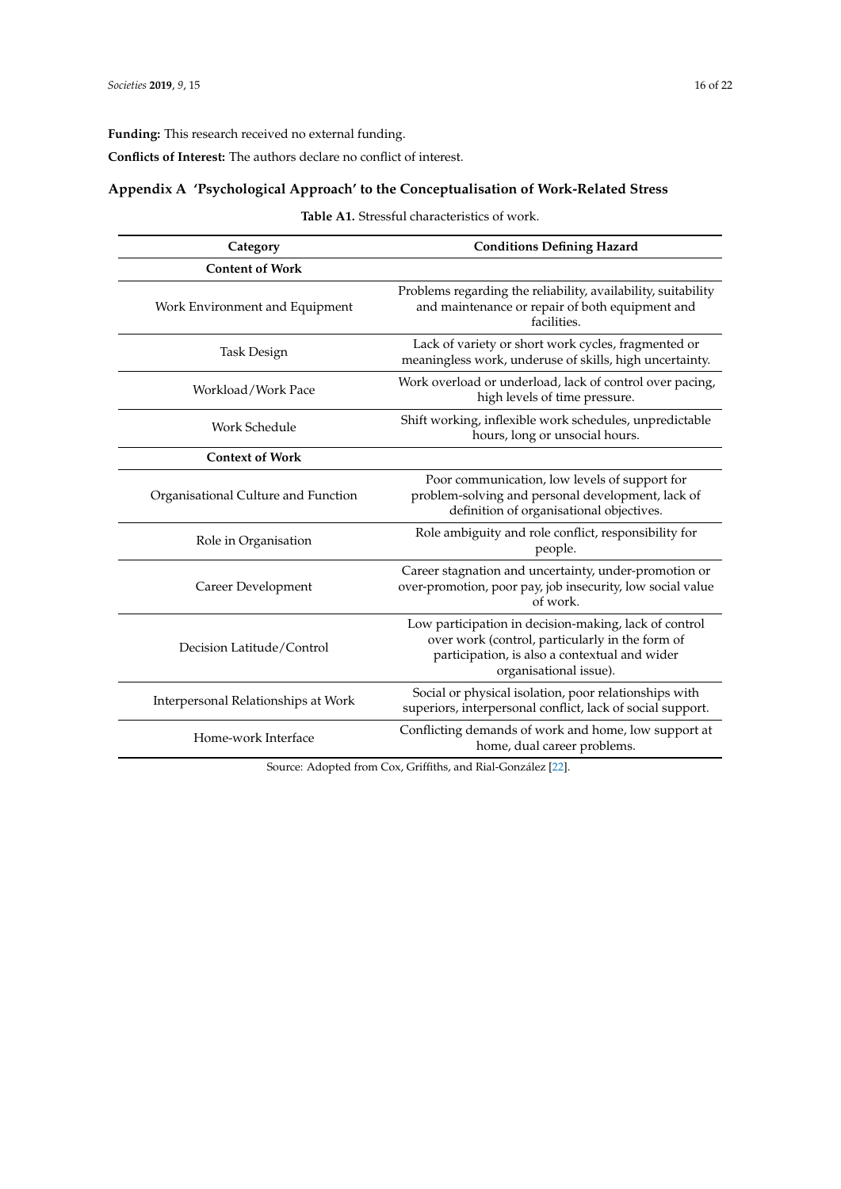**Funding:** This research received no external funding.

**Conflicts of Interest:** The authors declare no conflict of interest.

## Appendix A 'Psychological Approach' to the Conceptualisation of Work-Related Stress

**Table A1.** Stressful characteristics of work.

| Category | Conditions Defining Hazard |
|---|---|
| **Content of Work** | |
| Work Environment and Equipment | Problems regarding the reliability, availability, suitability and maintenance or repair of both equipment and facilities. |
| Task Design | Lack of variety or short work cycles, fragmented or meaningless work, underuse of skills, high uncertainty. |
| Workload/Work Pace | Work overload or underload, lack of control over pacing, high levels of time pressure. |
| Work Schedule | Shift working, inflexible work schedules, unpredictable hours, long or unsocial hours. |
| **Context of Work** | |
| Organisational Culture and Function | Poor communication, low levels of support for problem-solving and personal development, lack of definition of organisational objectives. |
| Role in Organisation | Role ambiguity and role conflict, responsibility for people. |
| Career Development | Career stagnation and uncertainty, under-promotion or over-promotion, poor pay, job insecurity, low social value of work. |
| Decision Latitude/Control | Low participation in decision-making, lack of control over work (control, particularly in the form of participation, is also a contextual and wider organisational issue). |
| Interpersonal Relationships at Work | Social or physical isolation, poor relationships with superiors, interpersonal conflict, lack of social support. |
| Home-work Interface | Conflicting demands of work and home, low support at home, dual career problems. |

Source: Adopted from Cox, Griffiths, and Rial-González [22].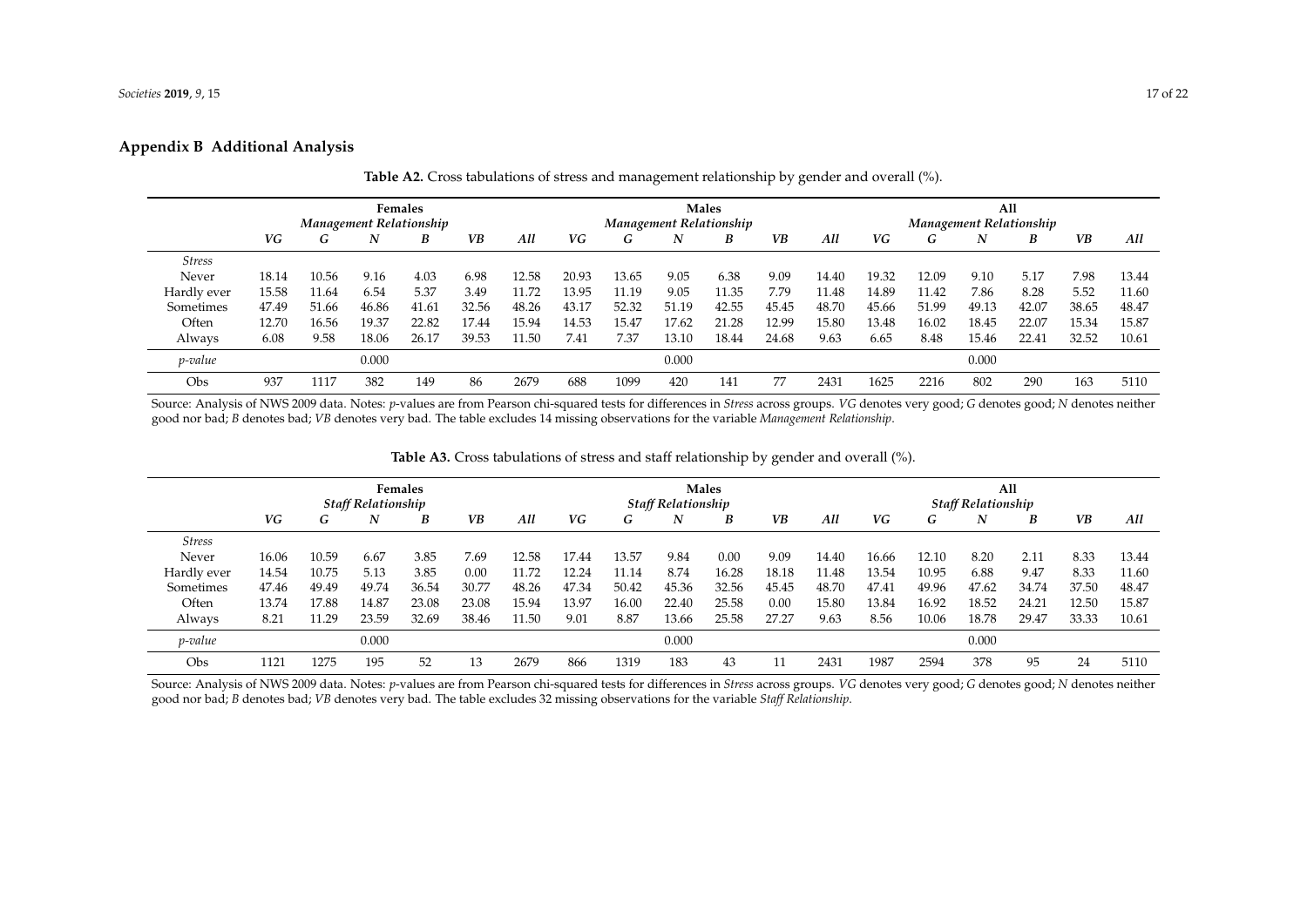## Appendix B Additional Analysis

**Table A2.** Cross tabulations of stress and management relationship by gender and overall (%).

| | Females | | | | | | Males | | | | | | All | | | | | |
|---|---|---|---|---|---|---|---|---|---|---|---|---|---|---|---|---|---|---|
| | *Management Relationship* | | | | | | *Management Relationship* | | | | | | *Management Relationship* | | | | | |
| | *VG* | *G* | *N* | *B* | *VB* | *All* | *VG* | *G* | *N* | *B* | *VB* | *All* | *VG* | *G* | *N* | *B* | *VB* | *All* |
| *Stress* | | | | | | | | | | | | | | | | | | |
| Never | 18.14 | 10.56 | 9.16 | 4.03 | 6.98 | 12.58 | 20.93 | 13.65 | 9.05 | 6.38 | 9.09 | 14.40 | 19.32 | 12.09 | 9.10 | 5.17 | 7.98 | 13.44 |
| Hardly ever | 15.58 | 11.64 | 6.54 | 5.37 | 3.49 | 11.72 | 13.95 | 11.19 | 9.05 | 11.35 | 7.79 | 11.48 | 14.89 | 11.42 | 7.86 | 8.28 | 5.52 | 11.60 |
| Sometimes | 47.49 | 51.66 | 46.86 | 41.61 | 32.56 | 48.26 | 43.17 | 52.32 | 51.19 | 42.55 | 45.45 | 48.70 | 45.66 | 51.99 | 49.13 | 42.07 | 38.65 | 48.47 |
| Often | 12.70 | 16.56 | 19.37 | 22.82 | 17.44 | 15.94 | 14.53 | 15.47 | 17.62 | 21.28 | 12.99 | 15.80 | 13.48 | 16.02 | 18.45 | 22.07 | 15.34 | 15.87 |
| Always | 6.08 | 9.58 | 18.06 | 26.17 | 39.53 | 11.50 | 7.41 | 7.37 | 13.10 | 18.44 | 24.68 | 9.63 | 6.65 | 8.48 | 15.46 | 22.41 | 32.52 | 10.61 |
| *p-value* | | | 0.000 | | | | | | 0.000 | | | | | | 0.000 | | | |
| Obs | 937 | 1117 | 382 | 149 | 86 | 2679 | 688 | 1099 | 420 | 141 | 77 | 2431 | 1625 | 2216 | 802 | 290 | 163 | 5110 |

Source: Analysis of NWS 2009 data. Notes: *p*-values are from Pearson chi-squared tests for differences in *Stress* across groups. *VG* denotes very good; *G* denotes good; *N* denotes neither good nor bad; *B* denotes bad; *VB* denotes very bad. The table excludes 14 missing observations for the variable *Management Relationship*.

**Table A3.** Cross tabulations of stress and staff relationship by gender and overall (%).

| | Females | | | | | | Males | | | | | | All | | | | | |
|---|---|---|---|---|---|---|---|---|---|---|---|---|---|---|---|---|---|---|
| | *Staff Relationship* | | | | | | *Staff Relationship* | | | | | | *Staff Relationship* | | | | | |
| | *VG* | *G* | *N* | *B* | *VB* | *All* | *VG* | *G* | *N* | *B* | *VB* | *All* | *VG* | *G* | *N* | *B* | *VB* | *All* |
| *Stress* | | | | | | | | | | | | | | | | | | |
| Never | 16.06 | 10.59 | 6.67 | 3.85 | 7.69 | 12.58 | 17.44 | 13.57 | 9.84 | 0.00 | 9.09 | 14.40 | 16.66 | 12.10 | 8.20 | 2.11 | 8.33 | 13.44 |
| Hardly ever | 14.54 | 10.75 | 5.13 | 3.85 | 0.00 | 11.72 | 12.24 | 11.14 | 8.74 | 16.28 | 18.18 | 11.48 | 13.54 | 10.95 | 6.88 | 9.47 | 8.33 | 11.60 |
| Sometimes | 47.46 | 49.49 | 49.74 | 36.54 | 30.77 | 48.26 | 47.34 | 50.42 | 45.36 | 32.56 | 45.45 | 48.70 | 47.41 | 49.96 | 47.62 | 34.74 | 37.50 | 48.47 |
| Often | 13.74 | 17.88 | 14.87 | 23.08 | 23.08 | 15.94 | 13.97 | 16.00 | 22.40 | 25.58 | 0.00 | 15.80 | 13.84 | 16.92 | 18.52 | 24.21 | 12.50 | 15.87 |
| Always | 8.21 | 11.29 | 23.59 | 32.69 | 38.46 | 11.50 | 9.01 | 8.87 | 13.66 | 25.58 | 27.27 | 9.63 | 8.56 | 10.06 | 18.78 | 29.47 | 33.33 | 10.61 |
| *p-value* | | | 0.000 | | | | | | 0.000 | | | | | | 0.000 | | | |
| Obs | 1121 | 1275 | 195 | 52 | 13 | 2679 | 866 | 1319 | 183 | 43 | 11 | 2431 | 1987 | 2594 | 378 | 95 | 24 | 5110 |

Source: Analysis of NWS 2009 data. Notes: *p*-values are from Pearson chi-squared tests for differences in *Stress* across groups. *VG* denotes very good; *G* denotes good; *N* denotes neither good nor bad; *B* denotes bad; *VB* denotes very bad. The table excludes 32 missing observations for the variable *Staff Relationship*.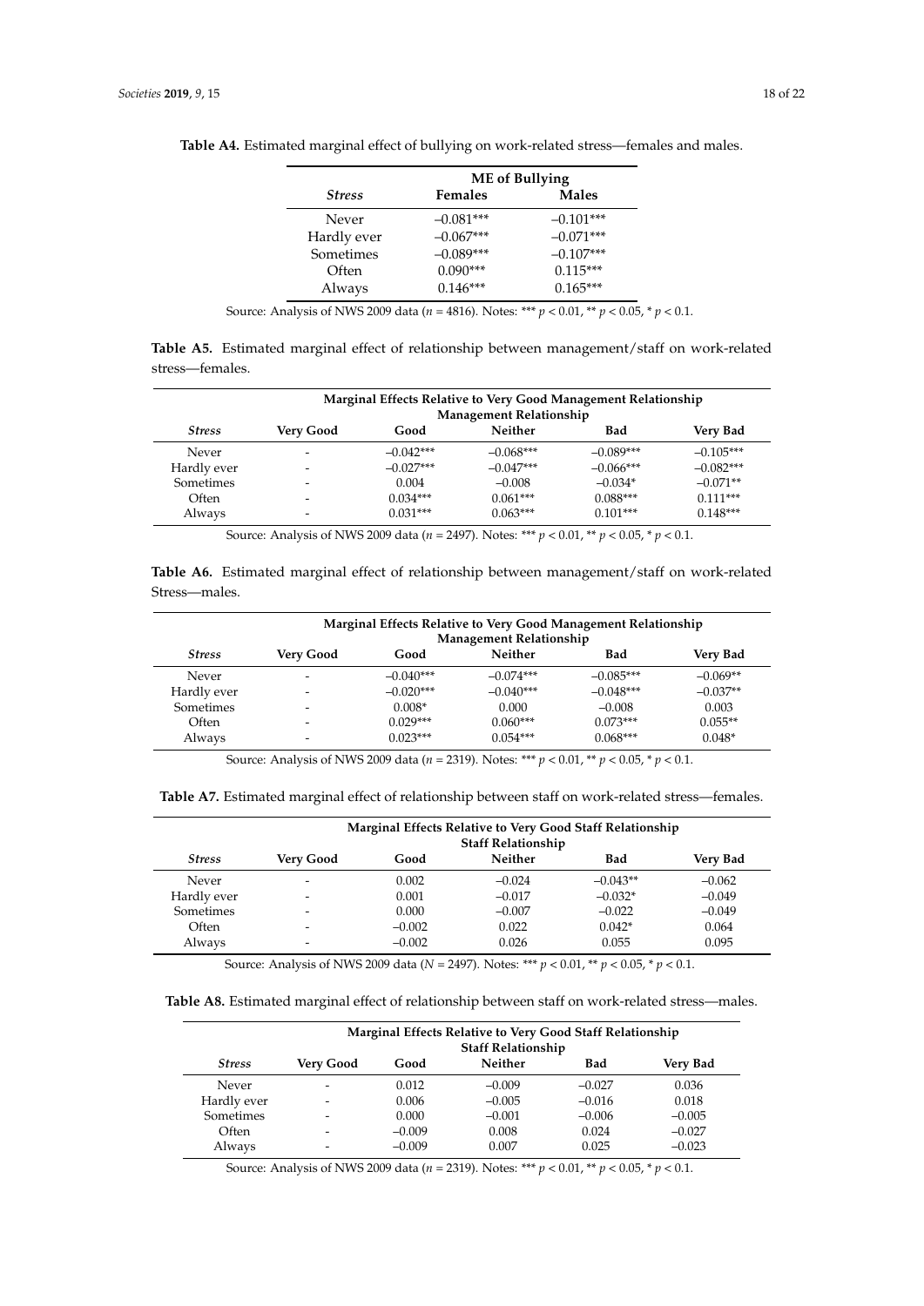**Table A4.** Estimated marginal effect of bullying on work-related stress—females and males.

| | ME of Bullying | |
|---|---|---|
| *Stress* | **Females** | **Males** |
| Never | −0.081*** | −0.101*** |
| Hardly ever | −0.067*** | −0.071*** |
| Sometimes | −0.089*** | −0.107*** |
| Often | 0.090*** | 0.115*** |
| Always | 0.146*** | 0.165*** |

Source: Analysis of NWS 2009 data ($n$ = 4816). Notes: *** $p < 0.01$, ** $p < 0.05$, * $p < 0.1$.

**Table A5.** Estimated marginal effect of relationship between management/staff on work-related stress—females.

| | Marginal Effects Relative to Very Good Management Relationship Management Relationship | | | | |
|---|---|---|---|---|---|
| *Stress* | **Very Good** | **Good** | **Neither** | **Bad** | **Very Bad** |
| Never | - | −0.042*** | −0.068*** | −0.089*** | −0.105*** |
| Hardly ever | - | −0.027*** | −0.047*** | −0.066*** | −0.082*** |
| Sometimes | - | 0.004 | −0.008 | −0.034* | −0.071** |
| Often | - | 0.034*** | 0.061*** | 0.088*** | 0.111*** |
| Always | - | 0.031*** | 0.063*** | 0.101*** | 0.148*** |

Source: Analysis of NWS 2009 data ($n$ = 2497). Notes: *** $p < 0.01$, ** $p < 0.05$, * $p < 0.1$.

**Table A6.** Estimated marginal effect of relationship between management/staff on work-related Stress—males.

| | Marginal Effects Relative to Very Good Management Relationship Management Relationship | | | | |
|---|---|---|---|---|---|
| *Stress* | **Very Good** | **Good** | **Neither** | **Bad** | **Very Bad** |
| Never | - | −0.040*** | −0.074*** | −0.085*** | −0.069** |
| Hardly ever | - | −0.020*** | −0.040*** | −0.048*** | −0.037** |
| Sometimes | - | 0.008* | 0.000 | −0.008 | 0.003 |
| Often | - | 0.029*** | 0.060*** | 0.073*** | 0.055** |
| Always | - | 0.023*** | 0.054*** | 0.068*** | 0.048* |

Source: Analysis of NWS 2009 data ($n$ = 2319). Notes: *** $p < 0.01$, ** $p < 0.05$, * $p < 0.1$.

**Table A7.** Estimated marginal effect of relationship between staff on work-related stress—females.

| | Marginal Effects Relative to Very Good Staff Relationship Staff Relationship | | | | |
|---|---|---|---|---|---|
| *Stress* | **Very Good** | **Good** | **Neither** | **Bad** | **Very Bad** |
| Never | - | 0.002 | −0.024 | −0.043** | −0.062 |
| Hardly ever | - | 0.001 | −0.017 | −0.032* | −0.049 |
| Sometimes | - | 0.000 | −0.007 | −0.022 | −0.049 |
| Often | - | −0.002 | 0.022 | 0.042* | 0.064 |
| Always | - | −0.002 | 0.026 | 0.055 | 0.095 |

Source: Analysis of NWS 2009 data ($N$ = 2497). Notes: *** $p < 0.01$, ** $p < 0.05$, * $p < 0.1$.

**Table A8.** Estimated marginal effect of relationship between staff on work-related stress—males.

| | Marginal Effects Relative to Very Good Staff Relationship Staff Relationship | | | | |
|---|---|---|---|---|---|
| *Stress* | **Very Good** | **Good** | **Neither** | **Bad** | **Very Bad** |
| Never | - | 0.012 | −0.009 | −0.027 | 0.036 |
| Hardly ever | - | 0.006 | −0.005 | −0.016 | 0.018 |
| Sometimes | - | 0.000 | −0.001 | −0.006 | −0.005 |
| Often | - | −0.009 | 0.008 | 0.024 | −0.027 |
| Always | - | −0.009 | 0.007 | 0.025 | −0.023 |

Source: Analysis of NWS 2009 data ($n$ = 2319). Notes: *** $p < 0.01$, ** $p < 0.05$, * $p < 0.1$.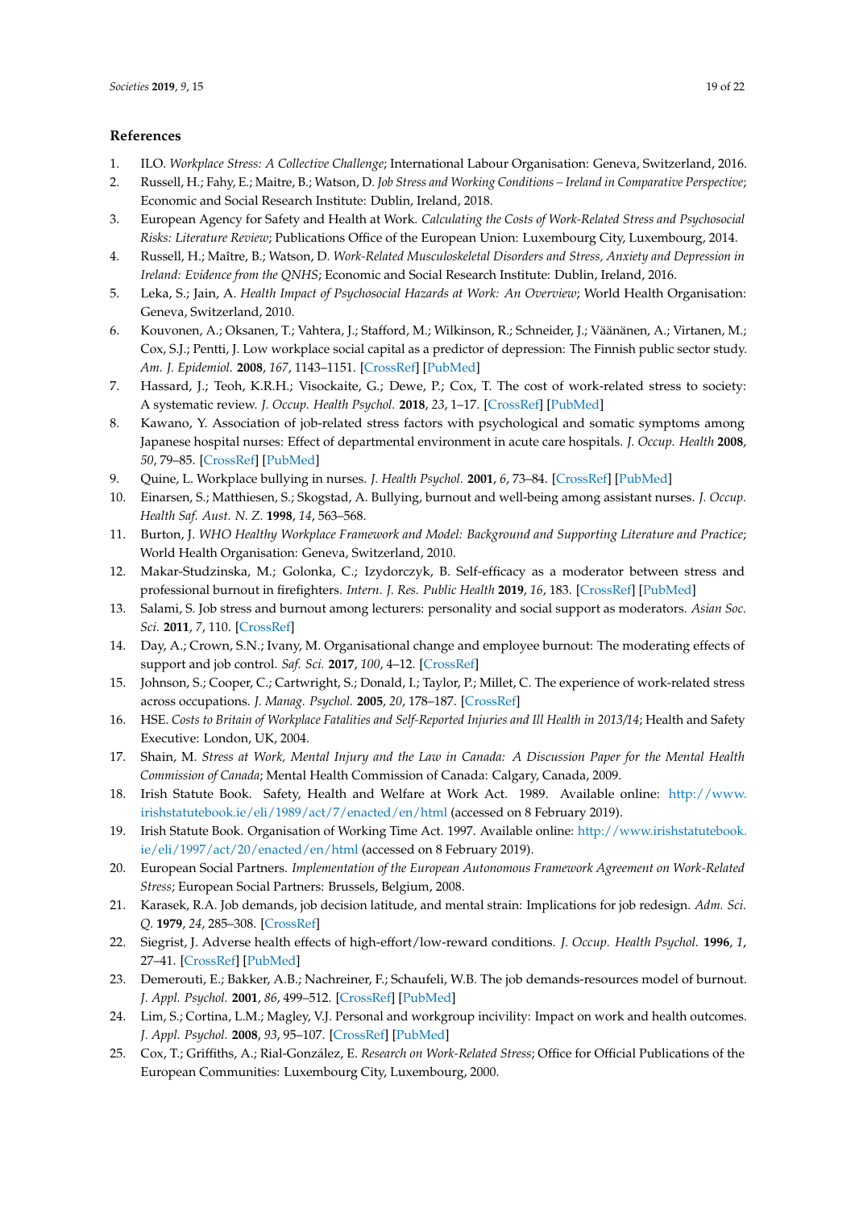## References

1. ILO. *Workplace Stress: A Collective Challenge*; International Labour Organisation: Geneva, Switzerland, 2016.
2. Russell, H.; Fahy, E.; Maitre, B.; Watson, D. *Job Stress and Working Conditions – Ireland in Comparative Perspective*; Economic and Social Research Institute: Dublin, Ireland, 2018.
3. European Agency for Safety and Health at Work. *Calculating the Costs of Work-Related Stress and Psychosocial Risks: Literature Review*; Publications Office of the European Union: Luxembourg City, Luxembourg, 2014.
4. Russell, H.; Maître, B.; Watson, D. *Work-Related Musculoskeletal Disorders and Stress, Anxiety and Depression in Ireland: Evidence from the QNHS*; Economic and Social Research Institute: Dublin, Ireland, 2016.
5. Leka, S.; Jain, A. *Health Impact of Psychosocial Hazards at Work: An Overview*; World Health Organisation: Geneva, Switzerland, 2010.
6. Kouvonen, A.; Oksanen, T.; Vahtera, J.; Stafford, M.; Wilkinson, R.; Schneider, J.; Väänänen, A.; Virtanen, M.; Cox, S.J.; Pentti, J. Low workplace social capital as a predictor of depression: The Finnish public sector study. *Am. J. Epidemiol.* **2008**, *167*, 1143–1151. [CrossRef] [PubMed]
7. Hassard, J.; Teoh, K.R.H.; Visockaite, G.; Dewe, P.; Cox, T. The cost of work-related stress to society: A systematic review. *J. Occup. Health Psychol.* **2018**, *23*, 1–17. [CrossRef] [PubMed]
8. Kawano, Y. Association of job-related stress factors with psychological and somatic symptoms among Japanese hospital nurses: Effect of departmental environment in acute care hospitals. *J. Occup. Health* **2008**, *50*, 79–85. [CrossRef] [PubMed]
9. Quine, L. Workplace bullying in nurses. *J. Health Psychol.* **2001**, *6*, 73–84. [CrossRef] [PubMed]
10. Einarsen, S.; Matthiesen, S.; Skogstad, A. Bullying, burnout and well-being among assistant nurses. *J. Occup. Health Saf. Aust. N. Z.* **1998**, *14*, 563–568.
11. Burton, J. *WHO Healthy Workplace Framework and Model: Background and Supporting Literature and Practice*; World Health Organisation: Geneva, Switzerland, 2010.
12. Makar-Studzinska, M.; Golonka, C.; Izydorczyk, B. Self-efficacy as a moderator between stress and professional burnout in firefighters. *Intern. J. Res. Public Health* **2019**, *16*, 183. [CrossRef] [PubMed]
13. Salami, S. Job stress and burnout among lecturers: personality and social support as moderators. *Asian Soc. Sci.* **2011**, *7*, 110. [CrossRef]
14. Day, A.; Crown, S.N.; Ivany, M. Organisational change and employee burnout: The moderating effects of support and job control. *Saf. Sci.* **2017**, *100*, 4–12. [CrossRef]
15. Johnson, S.; Cooper, C.; Cartwright, S.; Donald, I.; Taylor, P.; Millet, C. The experience of work-related stress across occupations. *J. Manag. Psychol.* **2005**, *20*, 178–187. [CrossRef]
16. HSE. *Costs to Britain of Workplace Fatalities and Self-Reported Injuries and Ill Health in 2013/14*; Health and Safety Executive: London, UK, 2004.
17. Shain, M. *Stress at Work, Mental Injury and the Law in Canada: A Discussion Paper for the Mental Health Commission of Canada*; Mental Health Commission of Canada: Calgary, Canada, 2009.
18. Irish Statute Book. Safety, Health and Welfare at Work Act. 1989. Available online: http://www.irishstatutebook.ie/eli/1989/act/7/enacted/en/html (accessed on 8 February 2019).
19. Irish Statute Book. Organisation of Working Time Act. 1997. Available online: http://www.irishstatutebook.ie/eli/1997/act/20/enacted/en/html (accessed on 8 February 2019).
20. European Social Partners. *Implementation of the European Autonomous Framework Agreement on Work-Related Stress*; European Social Partners: Brussels, Belgium, 2008.
21. Karasek, R.A. Job demands, job decision latitude, and mental strain: Implications for job redesign. *Adm. Sci. Q.* **1979**, *24*, 285–308. [CrossRef]
22. Siegrist, J. Adverse health effects of high-effort/low-reward conditions. *J. Occup. Health Psychol.* **1996**, *1*, 27–41. [CrossRef] [PubMed]
23. Demerouti, E.; Bakker, A.B.; Nachreiner, F.; Schaufeli, W.B. The job demands-resources model of burnout. *J. Appl. Psychol.* **2001**, *86*, 499–512. [CrossRef] [PubMed]
24. Lim, S.; Cortina, L.M.; Magley, V.J. Personal and workgroup incivility: Impact on work and health outcomes. *J. Appl. Psychol.* **2008**, *93*, 95–107. [CrossRef] [PubMed]
25. Cox, T.; Griffiths, A.; Rial-González, E. *Research on Work-Related Stress*; Office for Official Publications of the European Communities: Luxembourg City, Luxembourg, 2000.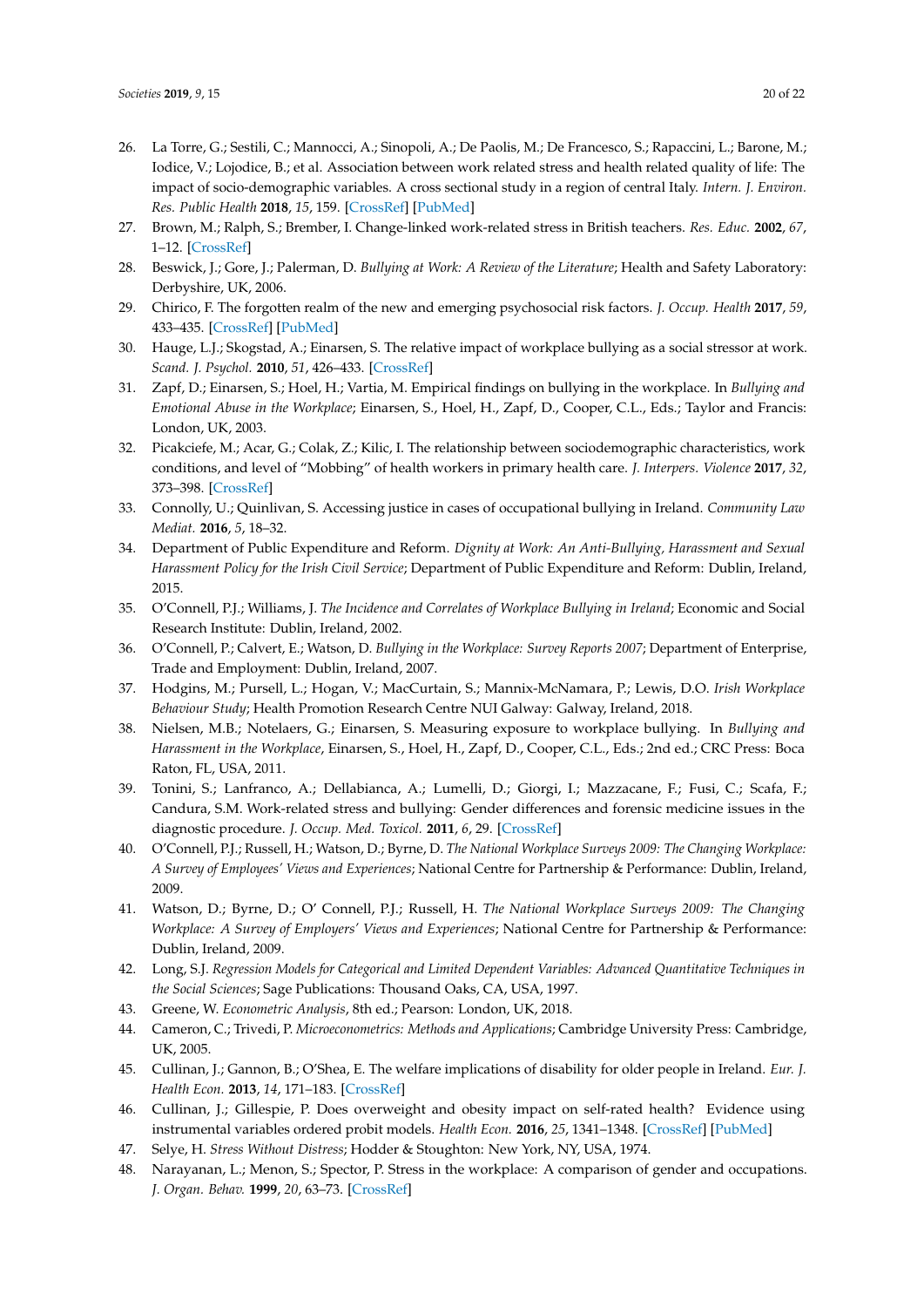26. La Torre, G.; Sestili, C.; Mannocci, A.; Sinopoli, A.; De Paolis, M.; De Francesco, S.; Rapaccini, L.; Barone, M.; Iodice, V.; Lojodice, B.; et al. Association between work related stress and health related quality of life: The impact of socio-demographic variables. A cross sectional study in a region of central Italy. *Intern. J. Environ. Res. Public Health* **2018**, *15*, 159. [CrossRef] [PubMed]
27. Brown, M.; Ralph, S.; Brember, I. Change-linked work-related stress in British teachers. *Res. Educ.* **2002**, *67*, 1–12. [CrossRef]
28. Beswick, J.; Gore, J.; Palerman, D. *Bullying at Work: A Review of the Literature*; Health and Safety Laboratory: Derbyshire, UK, 2006.
29. Chirico, F. The forgotten realm of the new and emerging psychosocial risk factors. *J. Occup. Health* **2017**, *59*, 433–435. [CrossRef] [PubMed]
30. Hauge, L.J.; Skogstad, A.; Einarsen, S. The relative impact of workplace bullying as a social stressor at work. *Scand. J. Psychol.* **2010**, *51*, 426–433. [CrossRef]
31. Zapf, D.; Einarsen, S.; Hoel, H.; Vartia, M. Empirical findings on bullying in the workplace. In *Bullying and Emotional Abuse in the Workplace*; Einarsen, S., Hoel, H., Zapf, D., Cooper, C.L., Eds.; Taylor and Francis: London, UK, 2003.
32. Picakciefe, M.; Acar, G.; Colak, Z.; Kilic, I. The relationship between sociodemographic characteristics, work conditions, and level of "Mobbing" of health workers in primary health care. *J. Interpers. Violence* **2017**, *32*, 373–398. [CrossRef]
33. Connolly, U.; Quinlivan, S. Accessing justice in cases of occupational bullying in Ireland. *Community Law Mediat.* **2016**, *5*, 18–32.
34. Department of Public Expenditure and Reform. *Dignity at Work: An Anti-Bullying, Harassment and Sexual Harassment Policy for the Irish Civil Service*; Department of Public Expenditure and Reform: Dublin, Ireland, 2015.
35. O'Connell, P.J.; Williams, J. *The Incidence and Correlates of Workplace Bullying in Ireland*; Economic and Social Research Institute: Dublin, Ireland, 2002.
36. O'Connell, P.; Calvert, E.; Watson, D. *Bullying in the Workplace: Survey Reports 2007*; Department of Enterprise, Trade and Employment: Dublin, Ireland, 2007.
37. Hodgins, M.; Pursell, L.; Hogan, V.; MacCurtain, S.; Mannix-McNamara, P.; Lewis, D.O. *Irish Workplace Behaviour Study*; Health Promotion Research Centre NUI Galway: Galway, Ireland, 2018.
38. Nielsen, M.B.; Notelaers, G.; Einarsen, S. Measuring exposure to workplace bullying. In *Bullying and Harassment in the Workplace*, Einarsen, S., Hoel, H., Zapf, D., Cooper, C.L., Eds.; 2nd ed.; CRC Press: Boca Raton, FL, USA, 2011.
39. Tonini, S.; Lanfranco, A.; Dellabianca, A.; Lumelli, D.; Giorgi, I.; Mazzacane, F.; Fusi, C.; Scafa, F.; Candura, S.M. Work-related stress and bullying: Gender differences and forensic medicine issues in the diagnostic procedure. *J. Occup. Med. Toxicol.* **2011**, *6*, 29. [CrossRef]
40. O'Connell, P.J.; Russell, H.; Watson, D.; Byrne, D. *The National Workplace Surveys 2009: The Changing Workplace: A Survey of Employees' Views and Experiences*; National Centre for Partnership & Performance: Dublin, Ireland, 2009.
41. Watson, D.; Byrne, D.; O' Connell, P.J.; Russell, H. *The National Workplace Surveys 2009: The Changing Workplace: A Survey of Employers' Views and Experiences*; National Centre for Partnership & Performance: Dublin, Ireland, 2009.
42. Long, S.J. *Regression Models for Categorical and Limited Dependent Variables: Advanced Quantitative Techniques in the Social Sciences*; Sage Publications: Thousand Oaks, CA, USA, 1997.
43. Greene, W. *Econometric Analysis*, 8th ed.; Pearson: London, UK, 2018.
44. Cameron, C.; Trivedi, P. *Microeconometrics: Methods and Applications*; Cambridge University Press: Cambridge, UK, 2005.
45. Cullinan, J.; Gannon, B.; O'Shea, E. The welfare implications of disability for older people in Ireland. *Eur. J. Health Econ.* **2013**, *14*, 171–183. [CrossRef]
46. Cullinan, J.; Gillespie, P. Does overweight and obesity impact on self-rated health? Evidence using instrumental variables ordered probit models. *Health Econ.* **2016**, *25*, 1341–1348. [CrossRef] [PubMed]
47. Selye, H. *Stress Without Distress*; Hodder & Stoughton: New York, NY, USA, 1974.
48. Narayanan, L.; Menon, S.; Spector, P. Stress in the workplace: A comparison of gender and occupations. *J. Organ. Behav.* **1999**, *20*, 63–73. [CrossRef]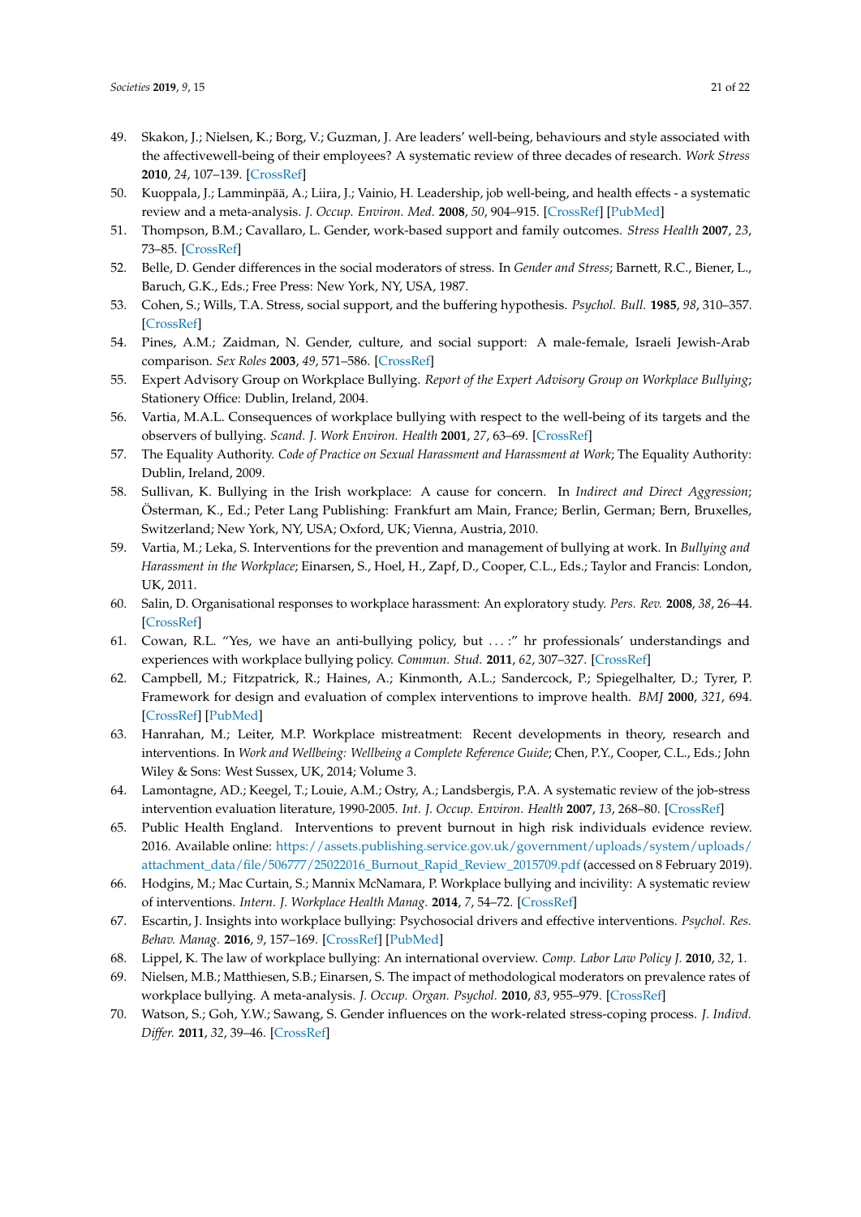49. Skakon, J.; Nielsen, K.; Borg, V.; Guzman, J. Are leaders' well-being, behaviours and style associated with the affectivewell-being of their employees? A systematic review of three decades of research. *Work Stress* **2010**, *24*, 107–139. [CrossRef]
50. Kuoppala, J.; Lamminpää, A.; Liira, J.; Vainio, H. Leadership, job well-being, and health effects - a systematic review and a meta-analysis. *J. Occup. Environ. Med.* **2008**, *50*, 904–915. [CrossRef] [PubMed]
51. Thompson, B.M.; Cavallaro, L. Gender, work-based support and family outcomes. *Stress Health* **2007**, *23*, 73–85. [CrossRef]
52. Belle, D. Gender differences in the social moderators of stress. In *Gender and Stress*; Barnett, R.C., Biener, L., Baruch, G.K., Eds.; Free Press: New York, NY, USA, 1987.
53. Cohen, S.; Wills, T.A. Stress, social support, and the buffering hypothesis. *Psychol. Bull.* **1985**, *98*, 310–357. [CrossRef]
54. Pines, A.M.; Zaidman, N. Gender, culture, and social support: A male-female, Israeli Jewish-Arab comparison. *Sex Roles* **2003**, *49*, 571–586. [CrossRef]
55. Expert Advisory Group on Workplace Bullying. *Report of the Expert Advisory Group on Workplace Bullying*; Stationery Office: Dublin, Ireland, 2004.
56. Vartia, M.A.L. Consequences of workplace bullying with respect to the well-being of its targets and the observers of bullying. *Scand. J. Work Environ. Health* **2001**, *27*, 63–69. [CrossRef]
57. The Equality Authority. *Code of Practice on Sexual Harassment and Harassment at Work*; The Equality Authority: Dublin, Ireland, 2009.
58. Sullivan, K. Bullying in the Irish workplace: A cause for concern. In *Indirect and Direct Aggression*; Österman, K., Ed.; Peter Lang Publishing: Frankfurt am Main, France; Berlin, German; Bern, Bruxelles, Switzerland; New York, NY, USA; Oxford, UK; Vienna, Austria, 2010.
59. Vartia, M.; Leka, S. Interventions for the prevention and management of bullying at work. In *Bullying and Harassment in the Workplace*; Einarsen, S., Hoel, H., Zapf, D., Cooper, C.L., Eds.; Taylor and Francis: London, UK, 2011.
60. Salin, D. Organisational responses to workplace harassment: An exploratory study. *Pers. Rev.* **2008**, *38*, 26–44. [CrossRef]
61. Cowan, R.L. "Yes, we have an anti-bullying policy, but . . . :" hr professionals' understandings and experiences with workplace bullying policy. *Commun. Stud.* **2011**, *62*, 307–327. [CrossRef]
62. Campbell, M.; Fitzpatrick, R.; Haines, A.; Kinmonth, A.L.; Sandercock, P.; Spiegelhalter, D.; Tyrer, P. Framework for design and evaluation of complex interventions to improve health. *BMJ* **2000**, *321*, 694. [CrossRef] [PubMed]
63. Hanrahan, M.; Leiter, M.P. Workplace mistreatment: Recent developments in theory, research and interventions. In *Work and Wellbeing: Wellbeing a Complete Reference Guide*; Chen, P.Y., Cooper, C.L., Eds.; John Wiley & Sons: West Sussex, UK, 2014; Volume 3.
64. Lamontagne, AD.; Keegel, T.; Louie, A.M.; Ostry, A.; Landsbergis, P.A. A systematic review of the job-stress intervention evaluation literature, 1990-2005. *Int. J. Occup. Environ. Health* **2007**, *13*, 268–80. [CrossRef]
65. Public Health England. Interventions to prevent burnout in high risk individuals evidence review. 2016. Available online: https://assets.publishing.service.gov.uk/government/uploads/system/uploads/attachment_data/file/506777/25022016_Burnout_Rapid_Review_2015709.pdf (accessed on 8 February 2019).
66. Hodgins, M.; Mac Curtain, S.; Mannix McNamara, P. Workplace bullying and incivility: A systematic review of interventions. *Intern. J. Workplace Health Manag.* **2014**, *7*, 54–72. [CrossRef]
67. Escartin, J. Insights into workplace bullying: Psychosocial drivers and effective interventions. *Psychol. Res. Behav. Manag.* **2016**, *9*, 157–169. [CrossRef] [PubMed]
68. Lippel, K. The law of workplace bullying: An international overview. *Comp. Labor Law Policy J.* **2010**, *32*, 1.
69. Nielsen, M.B.; Matthiesen, S.B.; Einarsen, S. The impact of methodological moderators on prevalence rates of workplace bullying. A meta-analysis. *J. Occup. Organ. Psychol.* **2010**, *83*, 955–979. [CrossRef]
70. Watson, S.; Goh, Y.W.; Sawang, S. Gender influences on the work-related stress-coping process. *J. Individ. Differ.* **2011**, *32*, 39–46. [CrossRef]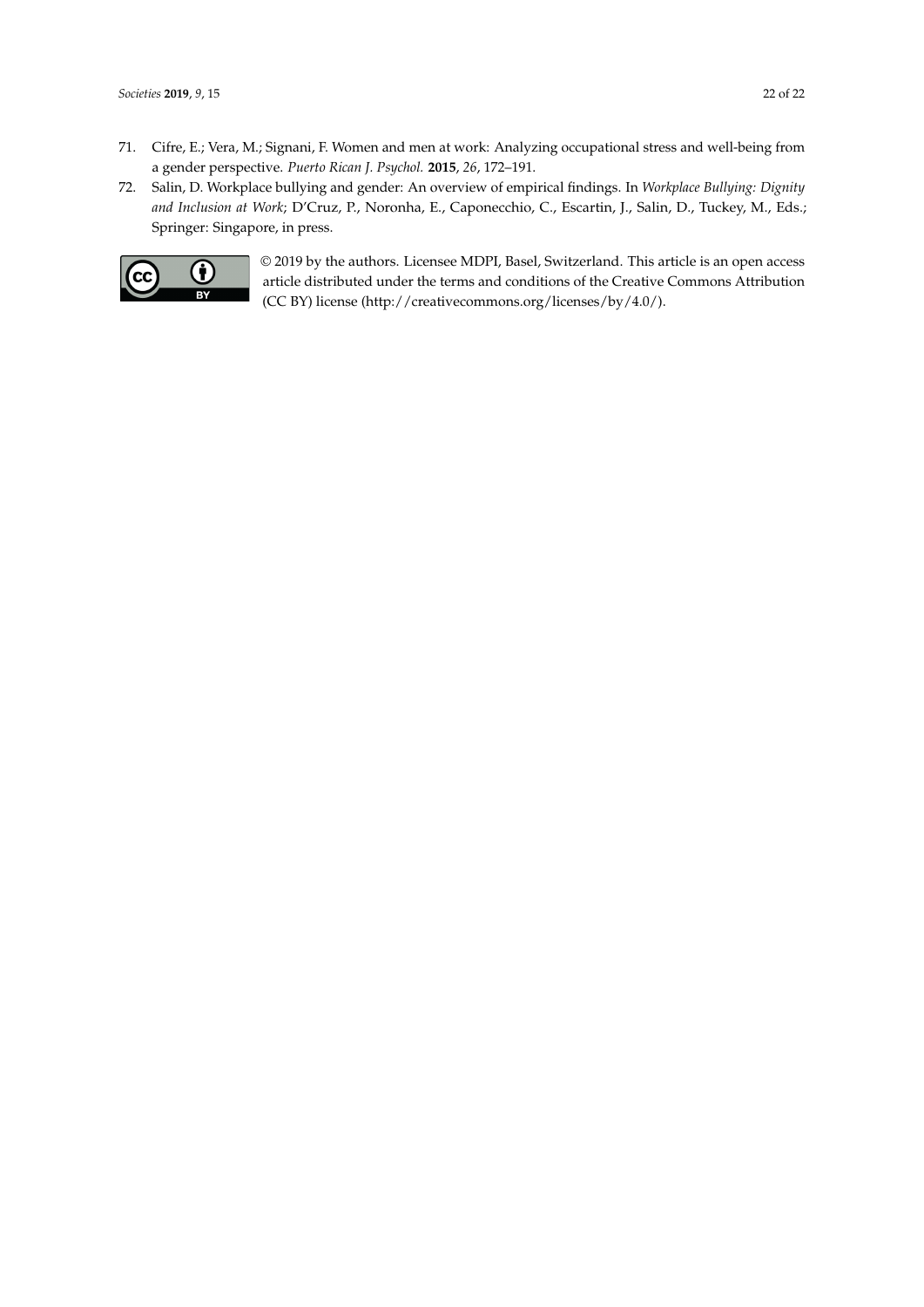71. Cifre, E.; Vera, M.; Signani, F. Women and men at work: Analyzing occupational stress and well-being from a gender perspective. *Puerto Rican J. Psychol.* **2015**, *26*, 172–191.
72. Salin, D. Workplace bullying and gender: An overview of empirical findings. In *Workplace Bullying: Dignity and Inclusion at Work*; D'Cruz, P., Noronha, E., Caponecchio, C., Escartin, J., Salin, D., Tuckey, M., Eds.; Springer: Singapore, in press.

© 2019 by the authors. Licensee MDPI, Basel, Switzerland. This article is an open access article distributed under the terms and conditions of the Creative Commons Attribution (CC BY) license (http://creativecommons.org/licenses/by/4.0/).